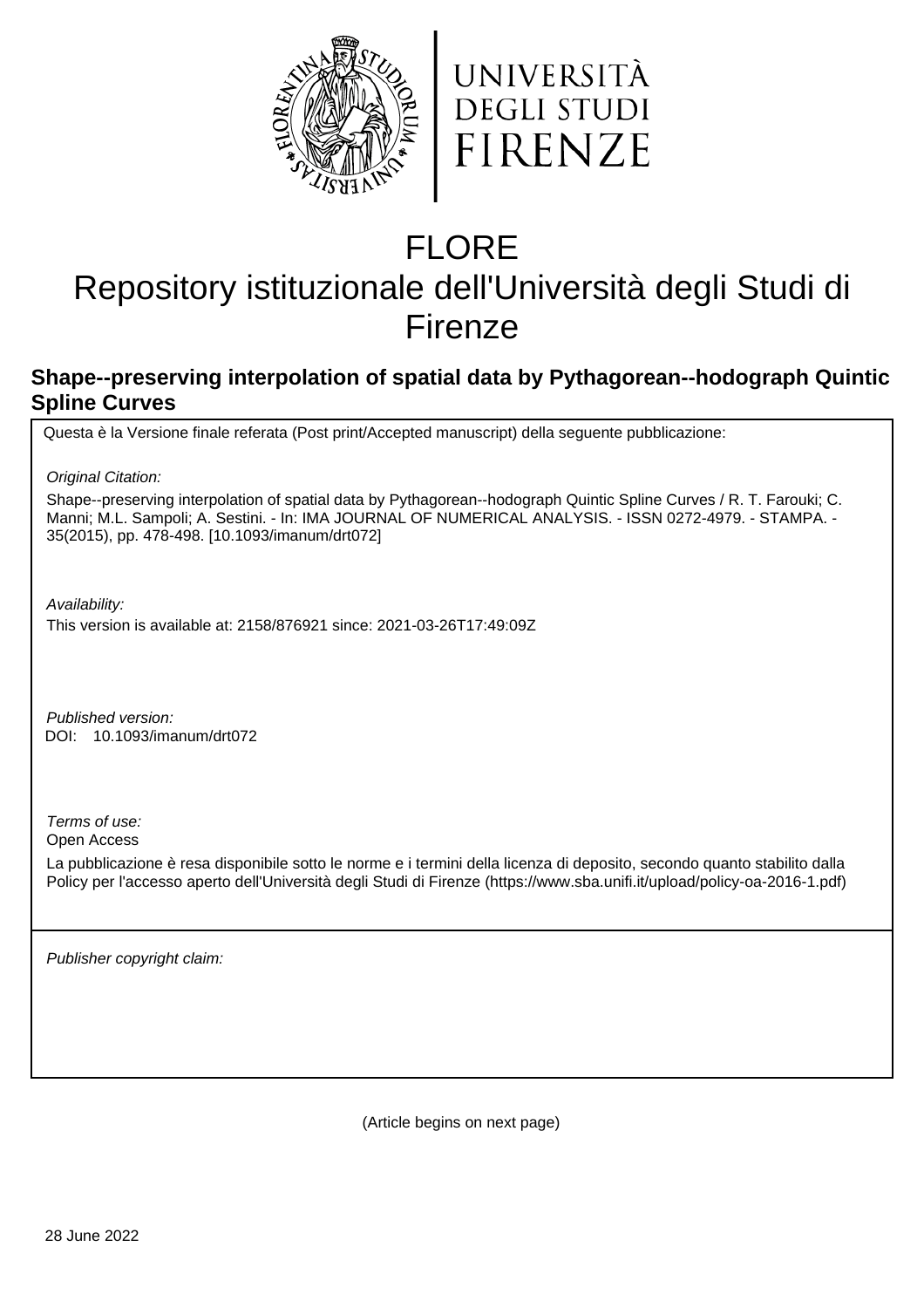UNIVERSITÀ
DEGLI STUDI
FIRENZE

# FLORE
# Repository istituzionale dell'Università degli Studi di Firenze

## Shape--preserving interpolation of spatial data by Pythagorean--hodograph Quintic Spline Curves

Questa è la Versione finale referata (Post print/Accepted manuscript) della seguente pubblicazione:

*Original Citation:*

Shape--preserving interpolation of spatial data by Pythagorean--hodograph Quintic Spline Curves / R. T. Farouki; C. Manni; M.L. Sampoli; A. Sestini. - In: IMA JOURNAL OF NUMERICAL ANALYSIS. - ISSN 0272-4979. - STAMPA. - 35(2015), pp. 478-498. [10.1093/imanum/drt072]

*Availability:*

This version is available at: 2158/876921 since: 2021-03-26T17:49:09Z

*Published version:*

DOI: 10.1093/imanum/drt072

*Terms of use:*

Open Access

La pubblicazione è resa disponibile sotto le norme e i termini della licenza di deposito, secondo quanto stabilito dalla Policy per l'accesso aperto dell'Università degli Studi di Firenze (https://www.sba.unifi.it/upload/policy-oa-2016-1.pdf)

*Publisher copyright claim:*

(Article begins on next page)

28 June 2022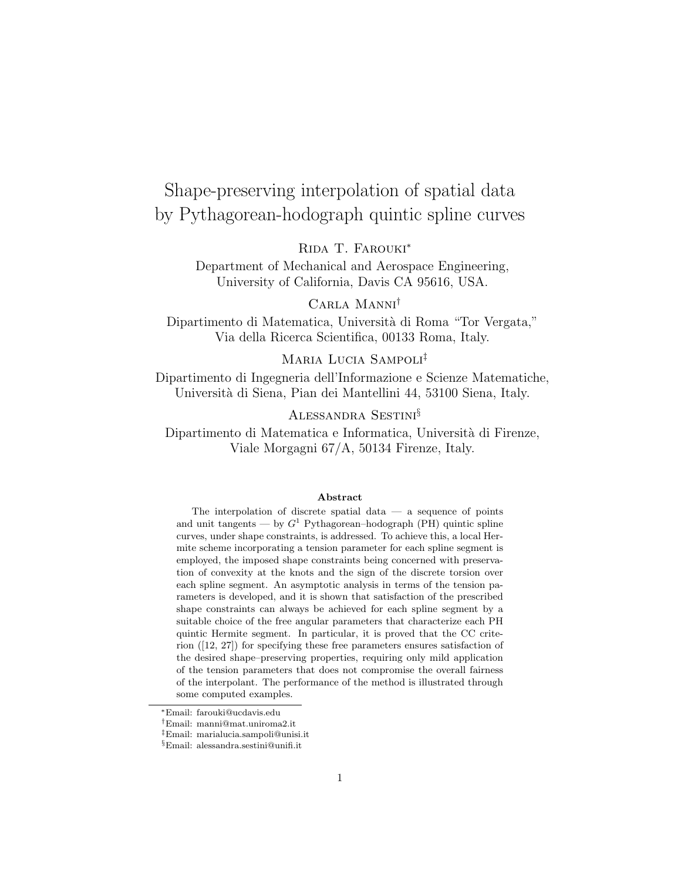# Shape-preserving interpolation of spatial data by Pythagorean-hodograph quintic spline curves

Rida T. Farouki*

Department of Mechanical and Aerospace Engineering, University of California, Davis CA 95616, USA.

Carla Manni†

Dipartimento di Matematica, Università di Roma "Tor Vergata," Via della Ricerca Scientifica, 00133 Roma, Italy.

Maria Lucia Sampoli‡

Dipartimento di Ingegneria dell'Informazione e Scienze Matematiche, Università di Siena, Pian dei Mantellini 44, 53100 Siena, Italy.

Alessandra Sestini§

Dipartimento di Matematica e Informatica, Università di Firenze, Viale Morgagni 67/A, 50134 Firenze, Italy.

### Abstract

The interpolation of discrete spatial data — a sequence of points and unit tangents — by $G^1$ Pythagorean–hodograph (PH) quintic spline curves, under shape constraints, is addressed. To achieve this, a local Hermite scheme incorporating a tension parameter for each spline segment is employed, the imposed shape constraints being concerned with preservation of convexity at the knots and the sign of the discrete torsion over each spline segment. An asymptotic analysis in terms of the tension parameters is developed, and it is shown that satisfaction of the prescribed shape constraints can always be achieved for each spline segment by a suitable choice of the free angular parameters that characterize each PH quintic Hermite segment. In particular, it is proved that the CC criterion ([12, 27]) for specifying these free parameters ensures satisfaction of the desired shape–preserving properties, requiring only mild application of the tension parameters that does not compromise the overall fairness of the interpolant. The performance of the method is illustrated through some computed examples.

*Email: farouki@ucdavis.edu

†Email: manni@mat.uniroma2.it

‡Email: marialucia.sampoli@unisi.it

§Email: alessandra.sestini@unifi.it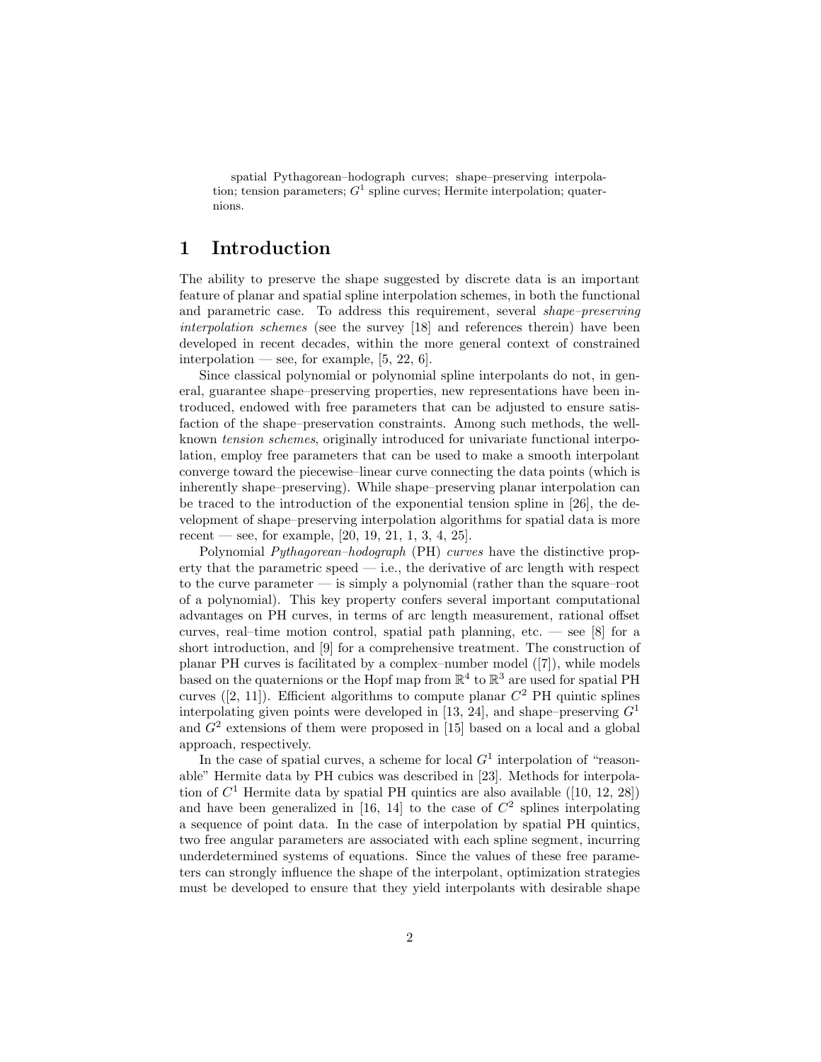spatial Pythagorean–hodograph curves; shape–preserving interpolation; tension parameters; $G^1$ spline curves; Hermite interpolation; quaternions.

# 1 Introduction

The ability to preserve the shape suggested by discrete data is an important feature of planar and spatial spline interpolation schemes, in both the functional and parametric case. To address this requirement, several *shape–preserving interpolation schemes* (see the survey [18] and references therein) have been developed in recent decades, within the more general context of constrained interpolation — see, for example, [5, 22, 6].

Since classical polynomial or polynomial spline interpolants do not, in general, guarantee shape–preserving properties, new representations have been introduced, endowed with free parameters that can be adjusted to ensure satisfaction of the shape–preservation constraints. Among such methods, the well-known *tension schemes*, originally introduced for univariate functional interpolation, employ free parameters that can be used to make a smooth interpolant converge toward the piecewise–linear curve connecting the data points (which is inherently shape–preserving). While shape–preserving planar interpolation can be traced to the introduction of the exponential tension spline in [26], the development of shape–preserving interpolation algorithms for spatial data is more recent — see, for example, [20, 19, 21, 1, 3, 4, 25].

Polynomial *Pythagorean–hodograph* (PH) *curves* have the distinctive property that the parametric speed — i.e., the derivative of arc length with respect to the curve parameter — is simply a polynomial (rather than the square–root of a polynomial). This key property confers several important computational advantages on PH curves, in terms of arc length measurement, rational offset curves, real–time motion control, spatial path planning, etc. — see [8] for a short introduction, and [9] for a comprehensive treatment. The construction of planar PH curves is facilitated by a complex–number model ([7]), while models based on the quaternions or the Hopf map from $\mathbb{R}^4$ to $\mathbb{R}^3$ are used for spatial PH curves ([2, 11]). Efficient algorithms to compute planar $C^2$ PH quintic splines interpolating given points were developed in [13, 24], and shape–preserving $G^1$ and $G^2$ extensions of them were proposed in [15] based on a local and a global approach, respectively.

In the case of spatial curves, a scheme for local $G^1$ interpolation of "reasonable" Hermite data by PH cubics was described in [23]. Methods for interpolation of $C^1$ Hermite data by spatial PH quintics are also available ([10, 12, 28]) and have been generalized in [16, 14] to the case of $C^2$ splines interpolating a sequence of point data. In the case of interpolation by spatial PH quintics, two free angular parameters are associated with each spline segment, incurring underdetermined systems of equations. Since the values of these free parameters can strongly influence the shape of the interpolant, optimization strategies must be developed to ensure that they yield interpolants with desirable shape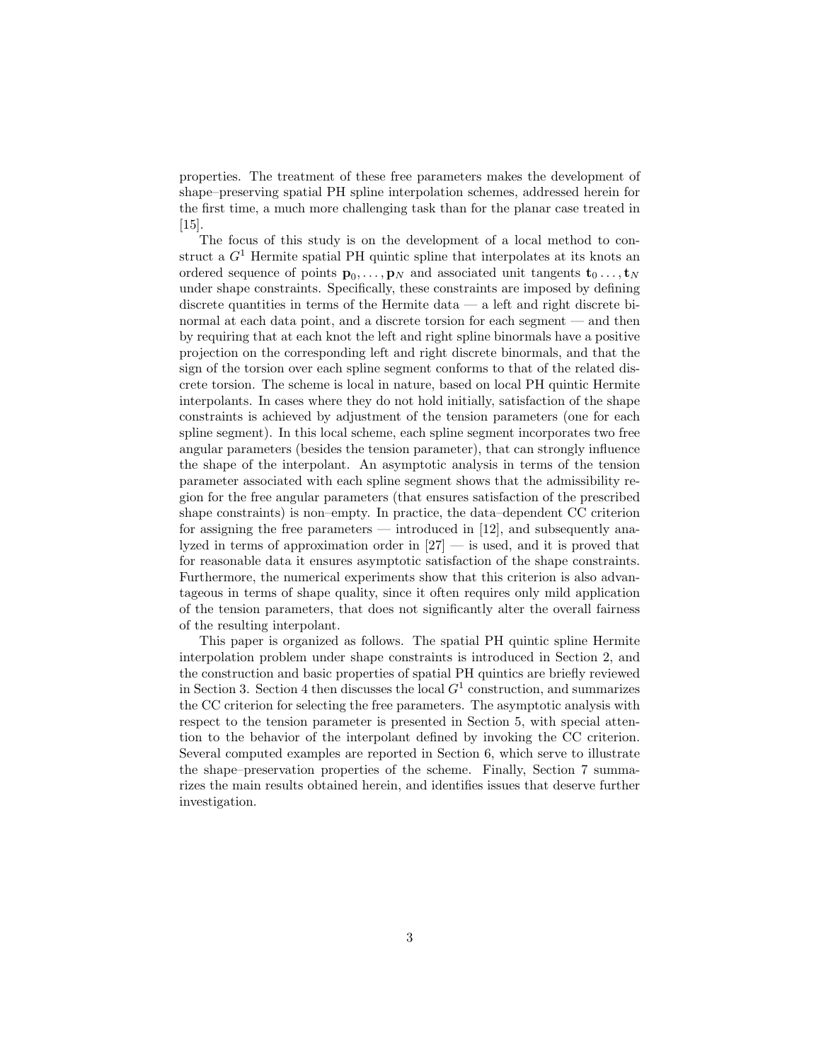properties. The treatment of these free parameters makes the development of shape–preserving spatial PH spline interpolation schemes, addressed herein for the first time, a much more challenging task than for the planar case treated in [15].

The focus of this study is on the development of a local method to construct a $G^1$ Hermite spatial PH quintic spline that interpolates at its knots an ordered sequence of points $\mathbf{p}_0, \ldots, \mathbf{p}_N$ and associated unit tangents $\mathbf{t}_0 \ldots, \mathbf{t}_N$ under shape constraints. Specifically, these constraints are imposed by defining discrete quantities in terms of the Hermite data — a left and right discrete binormal at each data point, and a discrete torsion for each segment — and then by requiring that at each knot the left and right spline binormals have a positive projection on the corresponding left and right discrete binormals, and that the sign of the torsion over each spline segment conforms to that of the related discrete torsion. The scheme is local in nature, based on local PH quintic Hermite interpolants. In cases where they do not hold initially, satisfaction of the shape constraints is achieved by adjustment of the tension parameters (one for each spline segment). In this local scheme, each spline segment incorporates two free angular parameters (besides the tension parameter), that can strongly influence the shape of the interpolant. An asymptotic analysis in terms of the tension parameter associated with each spline segment shows that the admissibility region for the free angular parameters (that ensures satisfaction of the prescribed shape constraints) is non–empty. In practice, the data–dependent CC criterion for assigning the free parameters — introduced in [12], and subsequently analyzed in terms of approximation order in [27] — is used, and it is proved that for reasonable data it ensures asymptotic satisfaction of the shape constraints. Furthermore, the numerical experiments show that this criterion is also advantageous in terms of shape quality, since it often requires only mild application of the tension parameters, that does not significantly alter the overall fairness of the resulting interpolant.

This paper is organized as follows. The spatial PH quintic spline Hermite interpolation problem under shape constraints is introduced in Section 2, and the construction and basic properties of spatial PH quintics are briefly reviewed in Section 3. Section 4 then discusses the local $G^1$ construction, and summarizes the CC criterion for selecting the free parameters. The asymptotic analysis with respect to the tension parameter is presented in Section 5, with special attention to the behavior of the interpolant defined by invoking the CC criterion. Several computed examples are reported in Section 6, which serve to illustrate the shape–preservation properties of the scheme. Finally, Section 7 summarizes the main results obtained herein, and identifies issues that deserve further investigation.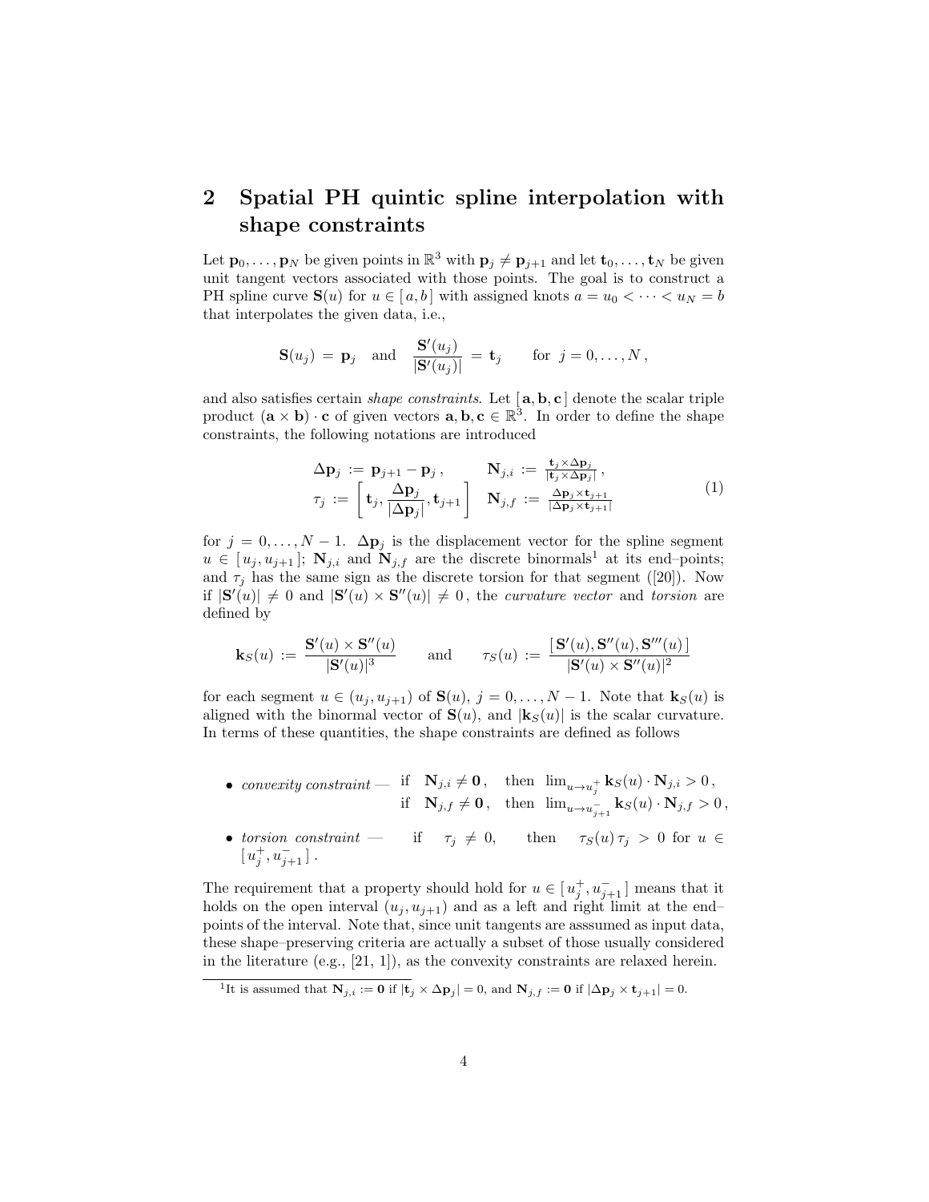## 2 Spatial PH quintic spline interpolation with shape constraints

Let $\mathbf{p}_0, \ldots, \mathbf{p}_N$ be given points in $\mathbb{R}^3$ with $\mathbf{p}_j \neq \mathbf{p}_{j+1}$ and let $\mathbf{t}_0, \ldots, \mathbf{t}_N$ be given unit tangent vectors associated with those points. The goal is to construct a PH spline curve $\mathbf{S}(u)$ for $u \in [a, b]$ with assigned knots $a = u_0 < \cdots < u_N = b$ that interpolates the given data, i.e.,

$$\mathbf{S}(u_j) = \mathbf{p}_j \quad \text{and} \quad \frac{\mathbf{S}'(u_j)}{|\mathbf{S}'(u_j)|} = \mathbf{t}_j \qquad \text{for } j = 0, \ldots, N,$$

and also satisfies certain *shape constraints*. Let $[\mathbf{a}, \mathbf{b}, \mathbf{c}]$ denote the scalar triple product $(\mathbf{a} \times \mathbf{b}) \cdot \mathbf{c}$ of given vectors $\mathbf{a}, \mathbf{b}, \mathbf{c} \in \mathbb{R}^3$. In order to define the shape constraints, the following notations are introduced

$$\begin{array}{ll} \Delta\mathbf{p}_j := \mathbf{p}_{j+1} - \mathbf{p}_j, & \mathbf{N}_{j,i} := \frac{\mathbf{t}_j \times \Delta\mathbf{p}_j}{|\mathbf{t}_j \times \Delta\mathbf{p}_j|}, \\ \tau_j := \left[ \mathbf{t}_j, \dfrac{\Delta\mathbf{p}_j}{|\Delta\mathbf{p}_j|}, \mathbf{t}_{j+1} \right] & \mathbf{N}_{j,f} := \frac{\Delta\mathbf{p}_j \times \mathbf{t}_{j+1}}{|\Delta\mathbf{p}_j \times \mathbf{t}_{j+1}|} \end{array} \tag{1}$$

for $j = 0, \ldots, N-1$. $\Delta\mathbf{p}_j$ is the displacement vector for the spline segment $u \in [u_j, u_{j+1}]$; $\mathbf{N}_{j,i}$ and $\mathbf{N}_{j,f}$ are the discrete binormals[1] at its end–points; and $\tau_j$ has the same sign as the discrete torsion for that segment ([20]). Now if $|\mathbf{S}'(u)| \neq 0$ and $|\mathbf{S}'(u) \times \mathbf{S}''(u)| \neq 0$, the *curvature vector* and *torsion* are defined by

$$\mathbf{k}_S(u) := \frac{\mathbf{S}'(u) \times \mathbf{S}''(u)}{|\mathbf{S}'(u)|^3} \qquad \text{and} \qquad \tau_S(u) := \frac{[\,\mathbf{S}'(u), \mathbf{S}''(u), \mathbf{S}'''(u)\,]}{|\mathbf{S}'(u) \times \mathbf{S}''(u)|^2}$$

for each segment $u \in (u_j, u_{j+1})$ of $\mathbf{S}(u)$, $j = 0, \ldots, N-1$. Note that $\mathbf{k}_S(u)$ is aligned with the binormal vector of $\mathbf{S}(u)$, and $|\mathbf{k}_S(u)|$ is the scalar curvature. In terms of these quantities, the shape constraints are defined as follows

- *convexity constraint* — if $\mathbf{N}_{j,i} \neq \mathbf{0}$, then $\lim_{u \to u_j^+} \mathbf{k}_S(u) \cdot \mathbf{N}_{j,i} > 0$,
  if $\mathbf{N}_{j,f} \neq \mathbf{0}$, then $\lim_{u \to u_{j+1}^-} \mathbf{k}_S(u) \cdot \mathbf{N}_{j,f} > 0$,
- *torsion constraint* — if $\tau_j \neq 0$, then $\tau_S(u)\,\tau_j > 0$ for $u \in [\,u_j^+, u_{j+1}^-\,]$.

The requirement that a property should hold for $u \in [\,u_j^+, u_{j+1}^-\,]$ means that it holds on the open interval $(u_j, u_{j+1})$ and as a left and right limit at the end–points of the interval. Note that, since unit tangents are asssumed as input data, these shape–preserving criteria are actually a subset of those usually considered in the literature (e.g., [21, 1]), as the convexity constraints are relaxed herein.

---

[1] It is assumed that $\mathbf{N}_{j,i} := \mathbf{0}$ if $|\mathbf{t}_j \times \Delta\mathbf{p}_j| = 0$, and $\mathbf{N}_{j,f} := \mathbf{0}$ if $|\Delta\mathbf{p}_j \times \mathbf{t}_{j+1}| = 0$.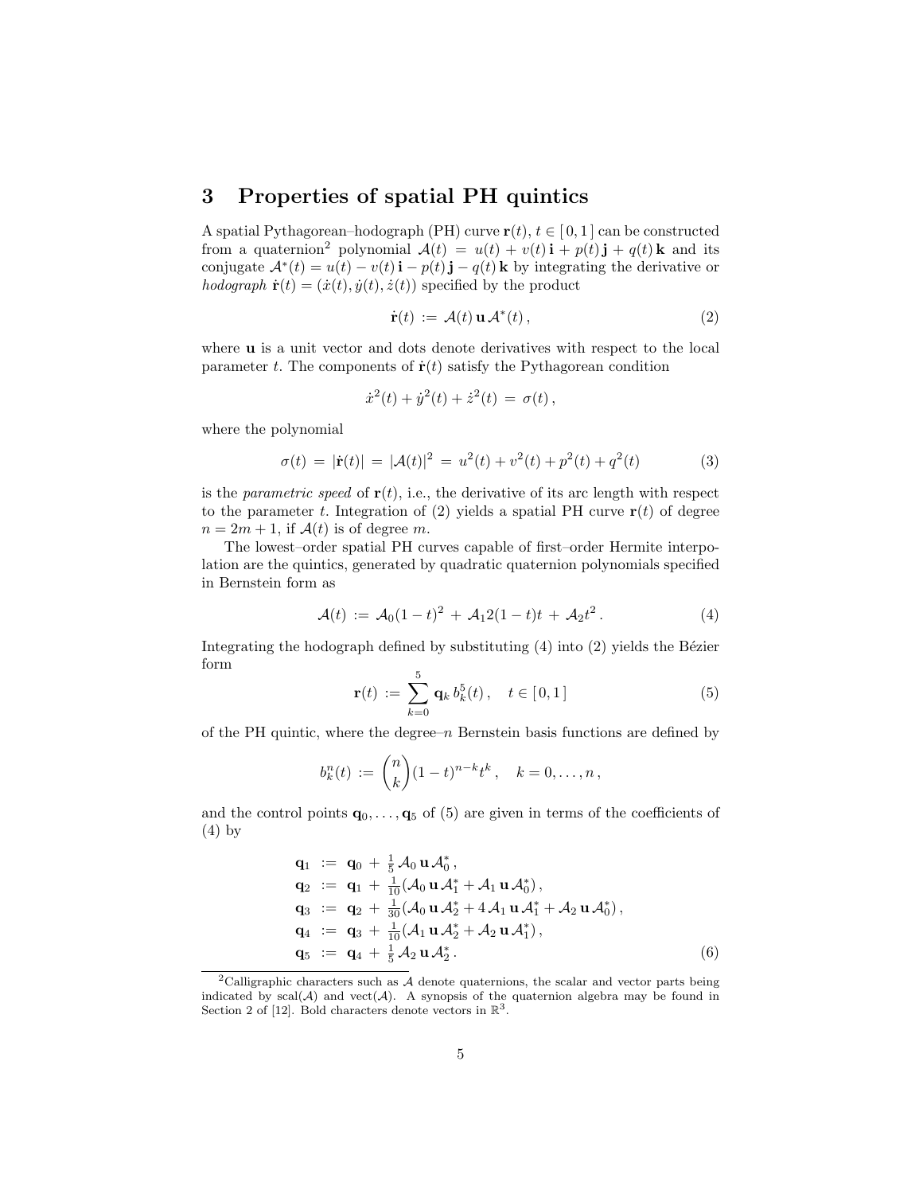## 3 Properties of spatial PH quintics

A spatial Pythagorean–hodograph (PH) curve $\mathbf{r}(t)$, $t \in [\,0,1\,]$ can be constructed from a quaternion[2] polynomial $\mathcal{A}(t) = u(t) + v(t)\,\mathbf{i} + p(t)\,\mathbf{j} + q(t)\,\mathbf{k}$ and its conjugate $\mathcal{A}^*(t) = u(t) - v(t)\,\mathbf{i} - p(t)\,\mathbf{j} - q(t)\,\mathbf{k}$ by integrating the derivative or *hodograph* $\dot{\mathbf{r}}(t) = (\dot{x}(t), \dot{y}(t), \dot{z}(t))$ specified by the product

$$\dot{\mathbf{r}}(t) \,:=\, \mathcal{A}(t)\,\mathbf{u}\,\mathcal{A}^*(t)\,, \tag{2}$$

where $\mathbf{u}$ is a unit vector and dots denote derivatives with respect to the local parameter $t$. The components of $\dot{\mathbf{r}}(t)$ satisfy the Pythagorean condition

$$\dot{x}^2(t) + \dot{y}^2(t) + \dot{z}^2(t) \,=\, \sigma(t)\,,$$

where the polynomial

$$\sigma(t) \,=\, |\dot{\mathbf{r}}(t)| \,=\, |\mathcal{A}(t)|^2 \,=\, u^2(t) + v^2(t) + p^2(t) + q^2(t) \tag{3}$$

is the *parametric speed* of $\mathbf{r}(t)$, i.e., the derivative of its arc length with respect to the parameter $t$. Integration of (2) yields a spatial PH curve $\mathbf{r}(t)$ of degree $n = 2m+1$, if $\mathcal{A}(t)$ is of degree $m$.

The lowest–order spatial PH curves capable of first–order Hermite interpolation are the quintics, generated by quadratic quaternion polynomials specified in Bernstein form as

$$\mathcal{A}(t) \,:=\, \mathcal{A}_0(1-t)^2 \,+\, \mathcal{A}_1 2(1-t)t \,+\, \mathcal{A}_2 t^2\,. \tag{4}$$

Integrating the hodograph defined by substituting (4) into (2) yields the Bézier form

$$\mathbf{r}(t) \,:=\, \sum_{k=0}^{5} \mathbf{q}_k\, b_k^5(t)\,, \quad t \in [\,0,1\,] \tag{5}$$

of the PH quintic, where the degree–$n$ Bernstein basis functions are defined by

$$b_k^n(t) \,:=\, \binom{n}{k}(1-t)^{n-k}t^k\,, \quad k = 0,\ldots,n\,,$$

and the control points $\mathbf{q}_0,\ldots,\mathbf{q}_5$ of (5) are given in terms of the coefficients of (4) by

$$
\begin{aligned}
\mathbf{q}_1 &:= \mathbf{q}_0 \,+\, \tfrac{1}{5}\,\mathcal{A}_0\,\mathbf{u}\,\mathcal{A}_0^*\,,\\
\mathbf{q}_2 &:= \mathbf{q}_1 \,+\, \tfrac{1}{10}(\mathcal{A}_0\,\mathbf{u}\,\mathcal{A}_1^* + \mathcal{A}_1\,\mathbf{u}\,\mathcal{A}_0^*)\,,\\
\mathbf{q}_3 &:= \mathbf{q}_2 \,+\, \tfrac{1}{30}(\mathcal{A}_0\,\mathbf{u}\,\mathcal{A}_2^* + 4\,\mathcal{A}_1\,\mathbf{u}\,\mathcal{A}_1^* + \mathcal{A}_2\,\mathbf{u}\,\mathcal{A}_0^*)\,,\\
\mathbf{q}_4 &:= \mathbf{q}_3 \,+\, \tfrac{1}{10}(\mathcal{A}_1\,\mathbf{u}\,\mathcal{A}_2^* + \mathcal{A}_2\,\mathbf{u}\,\mathcal{A}_1^*)\,,\\
\mathbf{q}_5 &:= \mathbf{q}_4 \,+\, \tfrac{1}{5}\,\mathcal{A}_2\,\mathbf{u}\,\mathcal{A}_2^*\,.
\end{aligned} \tag{6}
$$

[2] Calligraphic characters such as $\mathcal{A}$ denote quaternions, the scalar and vector parts being indicated by $\mathrm{scal}(\mathcal{A})$ and $\mathrm{vect}(\mathcal{A})$. A synopsis of the quaternion algebra may be found in Section 2 of [12]. Bold characters denote vectors in $\mathbb{R}^3$.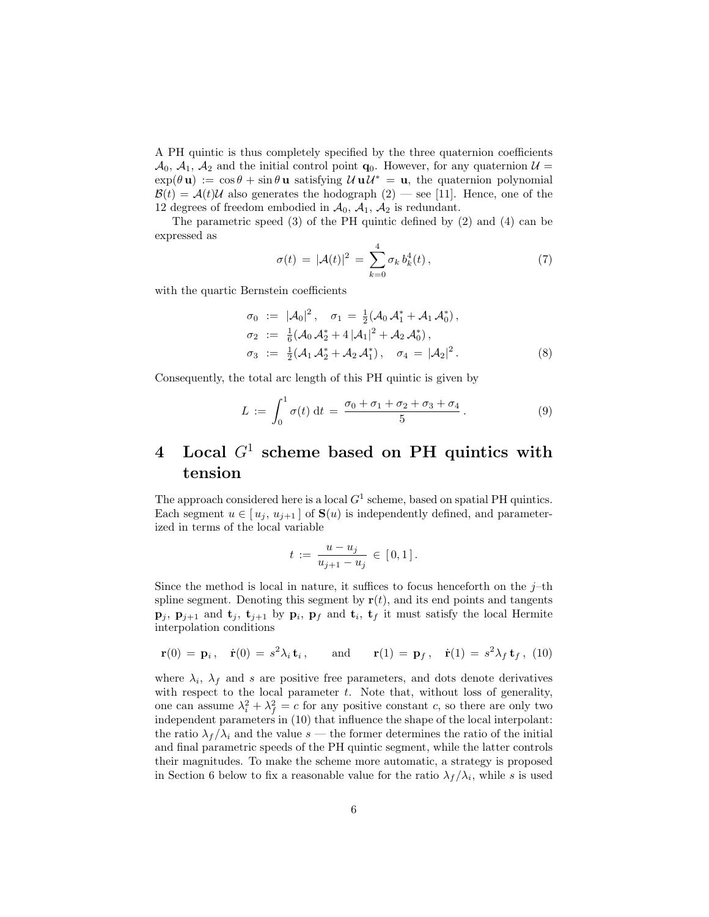A PH quintic is thus completely specified by the three quaternion coefficients $\mathcal{A}_0$, $\mathcal{A}_1$, $\mathcal{A}_2$ and the initial control point $\mathbf{q}_0$. However, for any quaternion $\mathcal{U} = \exp(\theta\,\mathbf{u}) := \cos\theta + \sin\theta\,\mathbf{u}$ satisfying $\mathcal{U}\,\mathbf{u}\,\mathcal{U}^* = \mathbf{u}$, the quaternion polynomial $\mathcal{B}(t) = \mathcal{A}(t)\mathcal{U}$ also generates the hodograph (2) — see [11]. Hence, one of the 12 degrees of freedom embodied in $\mathcal{A}_0$, $\mathcal{A}_1$, $\mathcal{A}_2$ is redundant.

The parametric speed (3) of the PH quintic defined by (2) and (4) can be expressed as

$$\sigma(t) \,=\, |\mathcal{A}(t)|^2 \,=\, \sum_{k=0}^{4} \sigma_k \, b_k^4(t)\,, \tag{7}$$

with the quartic Bernstein coefficients

$$\begin{aligned}
\sigma_0 \;&:=\; |\mathcal{A}_0|^2\,, \quad \sigma_1 \,=\, \tfrac{1}{2}(\mathcal{A}_0\,\mathcal{A}_1^* + \mathcal{A}_1\,\mathcal{A}_0^*)\,, \\
\sigma_2 \;&:=\; \tfrac{1}{6}(\mathcal{A}_0\,\mathcal{A}_2^* + 4\,|\mathcal{A}_1|^2 + \mathcal{A}_2\,\mathcal{A}_0^*)\,, \\
\sigma_3 \;&:=\; \tfrac{1}{2}(\mathcal{A}_1\,\mathcal{A}_2^* + \mathcal{A}_2\,\mathcal{A}_1^*)\,, \quad \sigma_4 \,=\, |\mathcal{A}_2|^2\,.
\end{aligned} \tag{8}$$

Consequently, the total arc length of this PH quintic is given by

$$L \,:=\, \int_0^1 \sigma(t)\;\mathrm{d}t \,=\, \frac{\sigma_0+\sigma_1+\sigma_2+\sigma_3+\sigma_4}{5}\,. \tag{9}$$

# 4 Local $G^1$ scheme based on PH quintics with tension

The approach considered here is a local $G^1$ scheme, based on spatial PH quintics. Each segment $u \in [\,u_j,\, u_{j+1}\,]$ of $\mathbf{S}(u)$ is independently defined, and parameterized in terms of the local variable

$$t \,:=\, \frac{u-u_j}{u_{j+1}-u_j} \,\in\, [\,0,1\,]\,.$$

Since the method is local in nature, it suffices to focus henceforth on the $j$–th spline segment. Denoting this segment by $\mathbf{r}(t)$, and its end points and tangents $\mathbf{p}_j$, $\mathbf{p}_{j+1}$ and $\mathbf{t}_j$, $\mathbf{t}_{j+1}$ by $\mathbf{p}_i$, $\mathbf{p}_f$ and $\mathbf{t}_i$, $\mathbf{t}_f$ it must satisfy the local Hermite interpolation conditions

$$\mathbf{r}(0) \,=\, \mathbf{p}_i\,, \quad \dot{\mathbf{r}}(0) \,=\, s^2\lambda_i\,\mathbf{t}_i\,, \qquad \text{and} \qquad \mathbf{r}(1) \,=\, \mathbf{p}_f\,, \quad \dot{\mathbf{r}}(1) \,=\, s^2\lambda_f\,\mathbf{t}_f\,, \tag{10}$$

where $\lambda_i$, $\lambda_f$ and $s$ are positive free parameters, and dots denote derivatives with respect to the local parameter $t$. Note that, without loss of generality, one can assume $\lambda_i^2 + \lambda_f^2 = c$ for any positive constant $c$, so there are only two independent parameters in (10) that influence the shape of the local interpolant: the ratio $\lambda_f/\lambda_i$ and the value $s$ — the former determines the ratio of the initial and final parametric speeds of the PH quintic segment, while the latter controls their magnitudes. To make the scheme more automatic, a strategy is proposed in Section 6 below to fix a reasonable value for the ratio $\lambda_f/\lambda_i$, while $s$ is used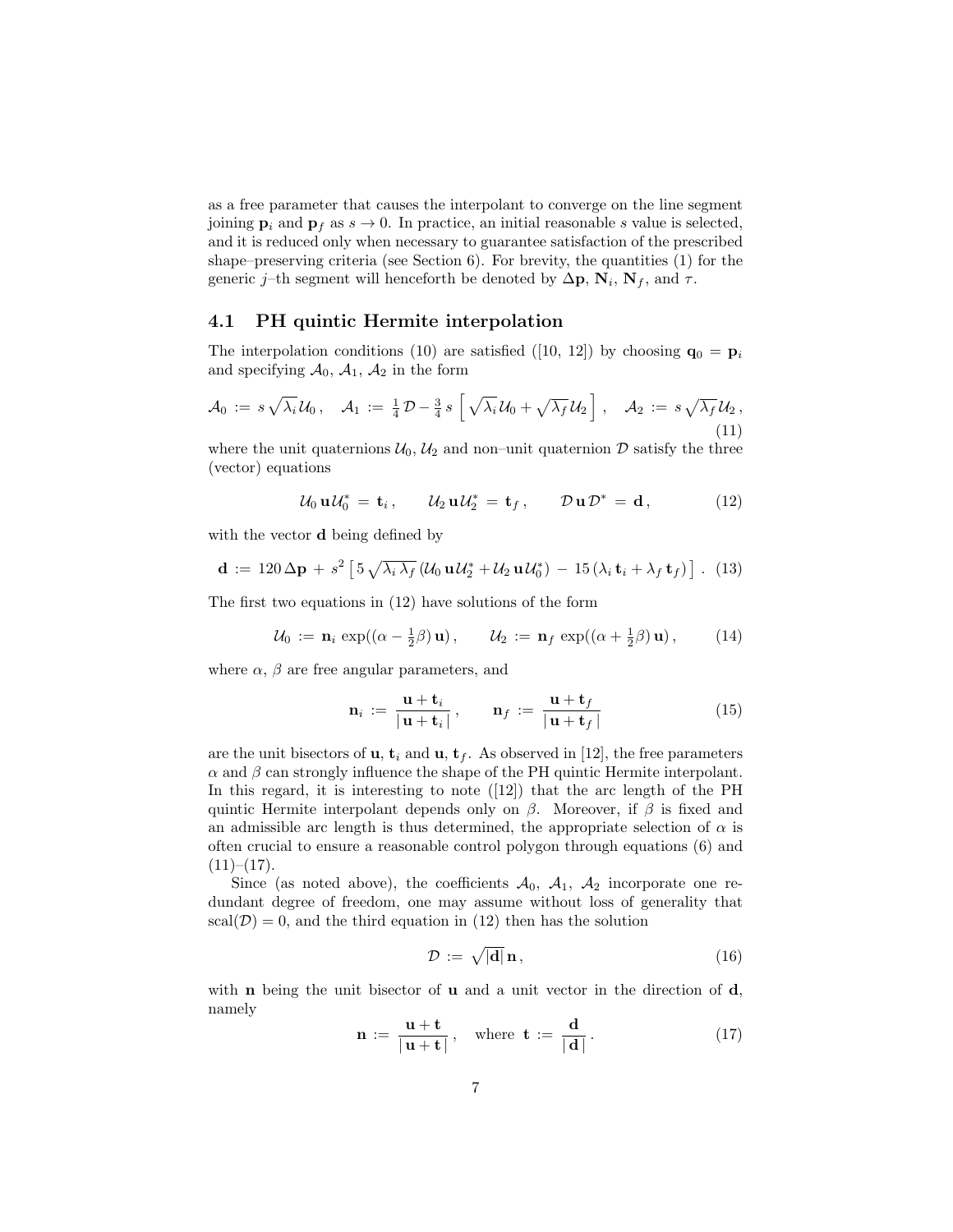as a free parameter that causes the interpolant to converge on the line segment joining $\mathbf{p}_i$ and $\mathbf{p}_f$ as $s \to 0$. In practice, an initial reasonable $s$ value is selected, and it is reduced only when necessary to guarantee satisfaction of the prescribed shape–preserving criteria (see Section 6). For brevity, the quantities (1) for the generic $j$–th segment will henceforth be denoted by $\Delta\mathbf{p}$, $\mathbf{N}_i$, $\mathbf{N}_f$, and $\tau$.

### 4.1 PH quintic Hermite interpolation

The interpolation conditions (10) are satisfied ([10, 12]) by choosing $\mathbf{q}_0 = \mathbf{p}_i$ and specifying $\mathcal{A}_0$, $\mathcal{A}_1$, $\mathcal{A}_2$ in the form

$$\mathcal{A}_0 \,:=\, s\sqrt{\lambda_i}\,\mathcal{U}_0\,, \quad \mathcal{A}_1 \,:=\, \tfrac{1}{4}\,\mathcal{D} - \tfrac{3}{4}\,s\,\Big[\,\sqrt{\lambda_i}\,\mathcal{U}_0 + \sqrt{\lambda_f}\,\mathcal{U}_2\,\Big]\,, \quad \mathcal{A}_2 \,:=\, s\sqrt{\lambda_f}\,\mathcal{U}_2\,, \tag{11}$$

where the unit quaternions $\mathcal{U}_0, \mathcal{U}_2$ and non–unit quaternion $\mathcal{D}$ satisfy the three (vector) equations

$$\mathcal{U}_0\,\mathbf{u}\,\mathcal{U}_0^* \,=\, \mathbf{t}_i\,, \qquad \mathcal{U}_2\,\mathbf{u}\,\mathcal{U}_2^* \,=\, \mathbf{t}_f\,, \qquad \mathcal{D}\,\mathbf{u}\,\mathcal{D}^* \,=\, \mathbf{d}\,, \tag{12}$$

with the vector $\mathbf{d}$ being defined by

$$\mathbf{d} \,:=\, 120\,\Delta\mathbf{p} \,+\, s^2\left[\,5\sqrt{\lambda_i\,\lambda_f}\,(\mathcal{U}_0\,\mathbf{u}\,\mathcal{U}_2^* + \mathcal{U}_2\,\mathbf{u}\,\mathcal{U}_0^*) \,-\, 15\,(\lambda_i\,\mathbf{t}_i + \lambda_f\,\mathbf{t}_f)\,\right]\,. \tag{13}$$

The first two equations in (12) have solutions of the form

$$\mathcal{U}_0 \,:=\, \mathbf{n}_i\,\exp((\alpha - \tfrac{1}{2}\beta)\,\mathbf{u})\,, \qquad \mathcal{U}_2 \,:=\, \mathbf{n}_f\,\exp((\alpha + \tfrac{1}{2}\beta)\,\mathbf{u})\,, \tag{14}$$

where $\alpha$, $\beta$ are free angular parameters, and

$$\mathbf{n}_i \,:=\, \frac{\mathbf{u} + \mathbf{t}_i}{|\,\mathbf{u} + \mathbf{t}_i\,|}\,, \qquad \mathbf{n}_f \,:=\, \frac{\mathbf{u} + \mathbf{t}_f}{|\,\mathbf{u} + \mathbf{t}_f\,|} \tag{15}$$

are the unit bisectors of $\mathbf{u}$, $\mathbf{t}_i$ and $\mathbf{u}$, $\mathbf{t}_f$. As observed in [12], the free parameters $\alpha$ and $\beta$ can strongly influence the shape of the PH quintic Hermite interpolant. In this regard, it is interesting to note ([12]) that the arc length of the PH quintic Hermite interpolant depends only on $\beta$. Moreover, if $\beta$ is fixed and an admissible arc length is thus determined, the appropriate selection of $\alpha$ is often crucial to ensure a reasonable control polygon through equations (6) and (11)–(17).

Since (as noted above), the coefficients $\mathcal{A}_0$, $\mathcal{A}_1$, $\mathcal{A}_2$ incorporate one redundant degree of freedom, one may assume without loss of generality that $\mathrm{scal}(\mathcal{D}) = 0$, and the third equation in (12) then has the solution

$$\mathcal{D} \,:=\, \sqrt{|\mathbf{d}|}\,\mathbf{n}\,, \tag{16}$$

with $\mathbf{n}$ being the unit bisector of $\mathbf{u}$ and a unit vector in the direction of $\mathbf{d}$, namely

$$\mathbf{n} \,:=\, \frac{\mathbf{u} + \mathbf{t}}{|\,\mathbf{u} + \mathbf{t}\,|}\,, \quad \text{where } \mathbf{t} \,:=\, \frac{\mathbf{d}}{|\,\mathbf{d}\,|}\,. \tag{17}$$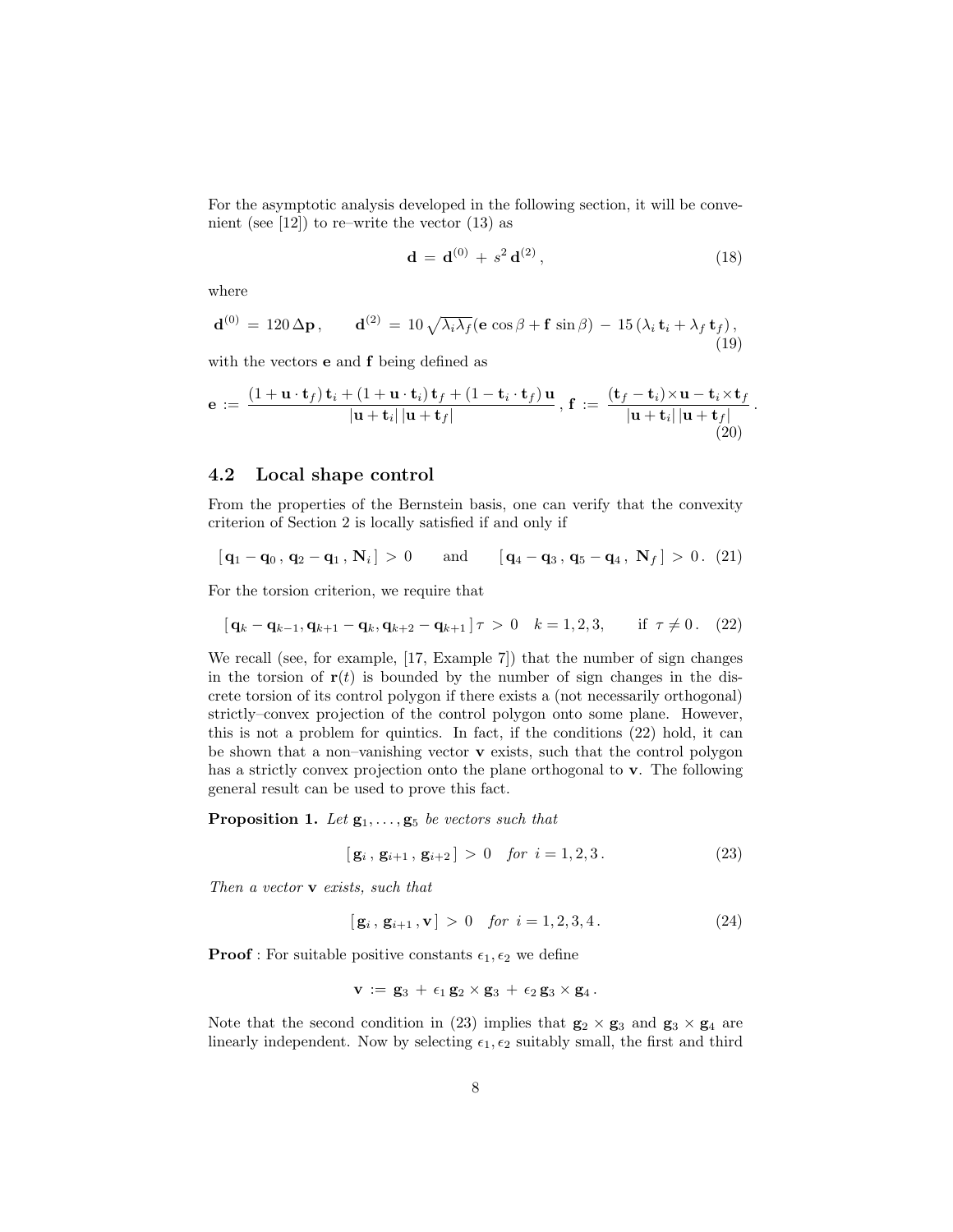For the asymptotic analysis developed in the following section, it will be convenient (see [12]) to re–write the vector (13) as

$$\mathbf{d} \,=\, \mathbf{d}^{(0)} \,+\, s^2\, \mathbf{d}^{(2)} \,, \tag{18}$$

where

$$\mathbf{d}^{(0)} \,=\, 120\, \Delta\mathbf{p} \,, \qquad \mathbf{d}^{(2)} \,=\, 10\, \sqrt{\lambda_i \lambda_f}(\mathbf{e}\, \cos\beta + \mathbf{f}\, \sin\beta) \,-\, 15\, (\lambda_i\, \mathbf{t}_i + \lambda_f\, \mathbf{t}_f) \,, \tag{19}$$

with the vectors $\mathbf{e}$ and $\mathbf{f}$ being defined as

$$\mathbf{e} := \frac{(1+\mathbf{u}\cdot\mathbf{t}_f)\,\mathbf{t}_i + (1+\mathbf{u}\cdot\mathbf{t}_i)\,\mathbf{t}_f + (1-\mathbf{t}_i\cdot\mathbf{t}_f)\,\mathbf{u}}{|\mathbf{u}+\mathbf{t}_i|\,|\mathbf{u}+\mathbf{t}_f|} \,,\; \mathbf{f} := \frac{(\mathbf{t}_f-\mathbf{t}_i)\times\mathbf{u} - \mathbf{t}_i\times\mathbf{t}_f}{|\mathbf{u}+\mathbf{t}_i|\,|\mathbf{u}+\mathbf{t}_f|} \,. \tag{20}$$

## 4.2 Local shape control

From the properties of the Bernstein basis, one can verify that the convexity criterion of Section 2 is locally satisfied if and only if

$$[\, \mathbf{q}_1 - \mathbf{q}_0 \,,\, \mathbf{q}_2 - \mathbf{q}_1 \,,\, \mathbf{N}_i \,] \,>\, 0 \qquad \text{and} \qquad [\, \mathbf{q}_4 - \mathbf{q}_3 \,,\, \mathbf{q}_5 - \mathbf{q}_4 \,,\, \mathbf{N}_f \,] \,>\, 0 \,. \tag{21}$$

For the torsion criterion, we require that

$$[\, \mathbf{q}_k - \mathbf{q}_{k-1}, \mathbf{q}_{k+1} - \mathbf{q}_k, \mathbf{q}_{k+2} - \mathbf{q}_{k+1} \,]\, \tau \,>\, 0 \quad k=1,2,3, \qquad \text{if } \tau \neq 0 \,. \tag{22}$$

We recall (see, for example, [17, Example 7]) that the number of sign changes in the torsion of $\mathbf{r}(t)$ is bounded by the number of sign changes in the discrete torsion of its control polygon if there exists a (not necessarily orthogonal) strictly–convex projection of the control polygon onto some plane. However, this is not a problem for quintics. In fact, if the conditions (22) hold, it can be shown that a non–vanishing vector $\mathbf{v}$ exists, such that the control polygon has a strictly convex projection onto the plane orthogonal to $\mathbf{v}$. The following general result can be used to prove this fact.

**Proposition 1.** *Let $\mathbf{g}_1, \ldots, \mathbf{g}_5$ be vectors such that*

$$[\, \mathbf{g}_i \,,\, \mathbf{g}_{i+1} \,,\, \mathbf{g}_{i+2} \,] \,>\, 0 \quad \textit{for } i = 1,2,3 \,. \tag{23}$$

*Then a vector $\mathbf{v}$ exists, such that*

$$[\, \mathbf{g}_i \,,\, \mathbf{g}_{i+1} \,, \mathbf{v} \,] \,>\, 0 \quad \textit{for } i = 1,2,3,4 \,. \tag{24}$$

**Proof** : For suitable positive constants $\epsilon_1, \epsilon_2$ we define

$$\mathbf{v} \,:=\, \mathbf{g}_3 \,+\, \epsilon_1\, \mathbf{g}_2 \times \mathbf{g}_3 \,+\, \epsilon_2\, \mathbf{g}_3 \times \mathbf{g}_4 \,.$$

Note that the second condition in (23) implies that $\mathbf{g}_2 \times \mathbf{g}_3$ and $\mathbf{g}_3 \times \mathbf{g}_4$ are linearly independent. Now by selecting $\epsilon_1, \epsilon_2$ suitably small, the first and third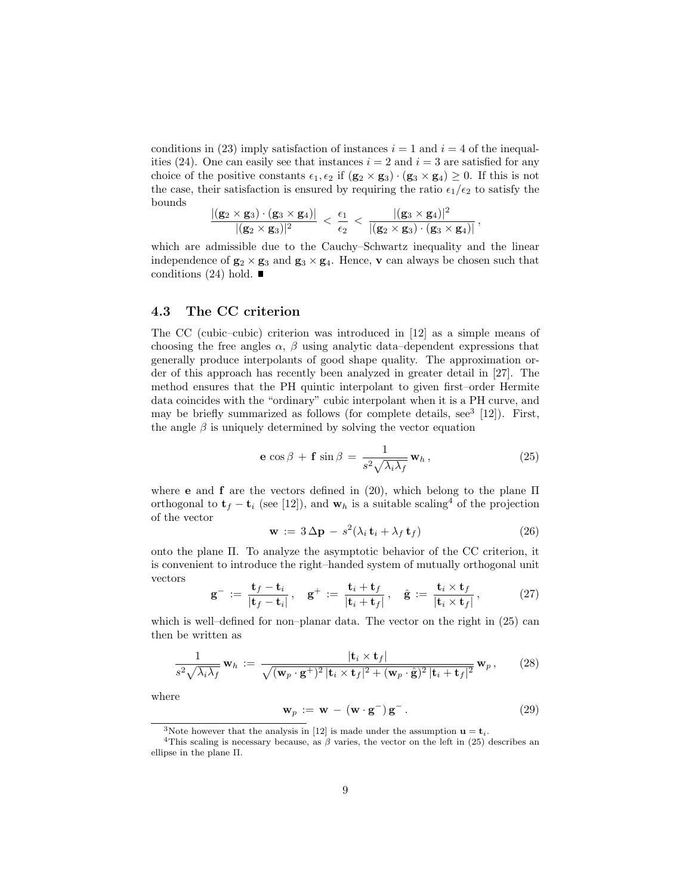conditions in (23) imply satisfaction of instances $i = 1$ and $i = 4$ of the inequalities (24). One can easily see that instances $i = 2$ and $i = 3$ are satisfied for any choice of the positive constants $\epsilon_1, \epsilon_2$ if $(\mathbf{g}_2 \times \mathbf{g}_3) \cdot (\mathbf{g}_3 \times \mathbf{g}_4) \geq 0$. If this is not the case, their satisfaction is ensured by requiring the ratio $\epsilon_1/\epsilon_2$ to satisfy the bounds

$$\frac{|(\mathbf{g}_2 \times \mathbf{g}_3) \cdot (\mathbf{g}_3 \times \mathbf{g}_4)|}{|(\mathbf{g}_2 \times \mathbf{g}_3)|^2} \,<\, \frac{\epsilon_1}{\epsilon_2} \,<\, \frac{|(\mathbf{g}_3 \times \mathbf{g}_4)|^2}{|(\mathbf{g}_2 \times \mathbf{g}_3) \cdot (\mathbf{g}_3 \times \mathbf{g}_4)|}\,,$$

which are admissible due to the Cauchy–Schwartz inequality and the linear independence of $\mathbf{g}_2 \times \mathbf{g}_3$ and $\mathbf{g}_3 \times \mathbf{g}_4$. Hence, $\mathbf{v}$ can always be chosen such that conditions (24) hold. ∎

### 4.3 The CC criterion

The CC (cubic–cubic) criterion was introduced in [12] as a simple means of choosing the free angles $\alpha$, $\beta$ using analytic data–dependent expressions that generally produce interpolants of good shape quality. The approximation order of this approach has recently been analyzed in greater detail in [27]. The method ensures that the PH quintic interpolant to given first–order Hermite data coincides with the "ordinary" cubic interpolant when it is a PH curve, and may be briefly summarized as follows (for complete details, see[3] [12]). First, the angle $\beta$ is uniquely determined by solving the vector equation

$$\mathbf{e}\,\cos\beta \,+\, \mathbf{f}\,\sin\beta \,=\, \frac{1}{s^2\sqrt{\lambda_i\lambda_f}}\,\mathbf{w}_h\,, \tag{25}$$

where $\mathbf{e}$ and $\mathbf{f}$ are the vectors defined in (20), which belong to the plane $\Pi$ orthogonal to $\mathbf{t}_f - \mathbf{t}_i$ (see [12]), and $\mathbf{w}_h$ is a suitable scaling[4] of the projection of the vector

$$\mathbf{w} \,:=\, 3\,\Delta\mathbf{p} \,-\, s^2(\lambda_i\,\mathbf{t}_i + \lambda_f\,\mathbf{t}_f) \tag{26}$$

onto the plane $\Pi$. To analyze the asymptotic behavior of the CC criterion, it is convenient to introduce the right–handed system of mutually orthogonal unit vectors

$$\mathbf{g}^- \,:=\, \frac{\mathbf{t}_f - \mathbf{t}_i}{|\mathbf{t}_f - \mathbf{t}_i|}\,, \quad \mathbf{g}^+ \,:=\, \frac{\mathbf{t}_i + \mathbf{t}_f}{|\mathbf{t}_i + \mathbf{t}_f|}\,, \quad \hat{\mathbf{g}} \,:=\, \frac{\mathbf{t}_i \times \mathbf{t}_f}{|\mathbf{t}_i \times \mathbf{t}_f|}\,, \tag{27}$$

which is well–defined for non–planar data. The vector on the right in (25) can then be written as

$$\frac{1}{s^2\sqrt{\lambda_i\lambda_f}}\,\mathbf{w}_h \,:=\, \frac{|\mathbf{t}_i \times \mathbf{t}_f|}{\sqrt{(\mathbf{w}_p\cdot\mathbf{g}^+)^2\,|\mathbf{t}_i \times \mathbf{t}_f|^2 + (\mathbf{w}_p\cdot\hat{\mathbf{g}})^2\,|\mathbf{t}_i + \mathbf{t}_f|^2}}\,\mathbf{w}_p\,, \tag{28}$$

where

$$\mathbf{w}_p \,:=\, \mathbf{w} \,-\, (\mathbf{w}\cdot\mathbf{g}^-)\,\mathbf{g}^-\,. \tag{29}$$

---

[3] Note however that the analysis in [12] is made under the assumption $\mathbf{u} = \mathbf{t}_i$.

[4] This scaling is necessary because, as $\beta$ varies, the vector on the left in (25) describes an ellipse in the plane $\Pi$.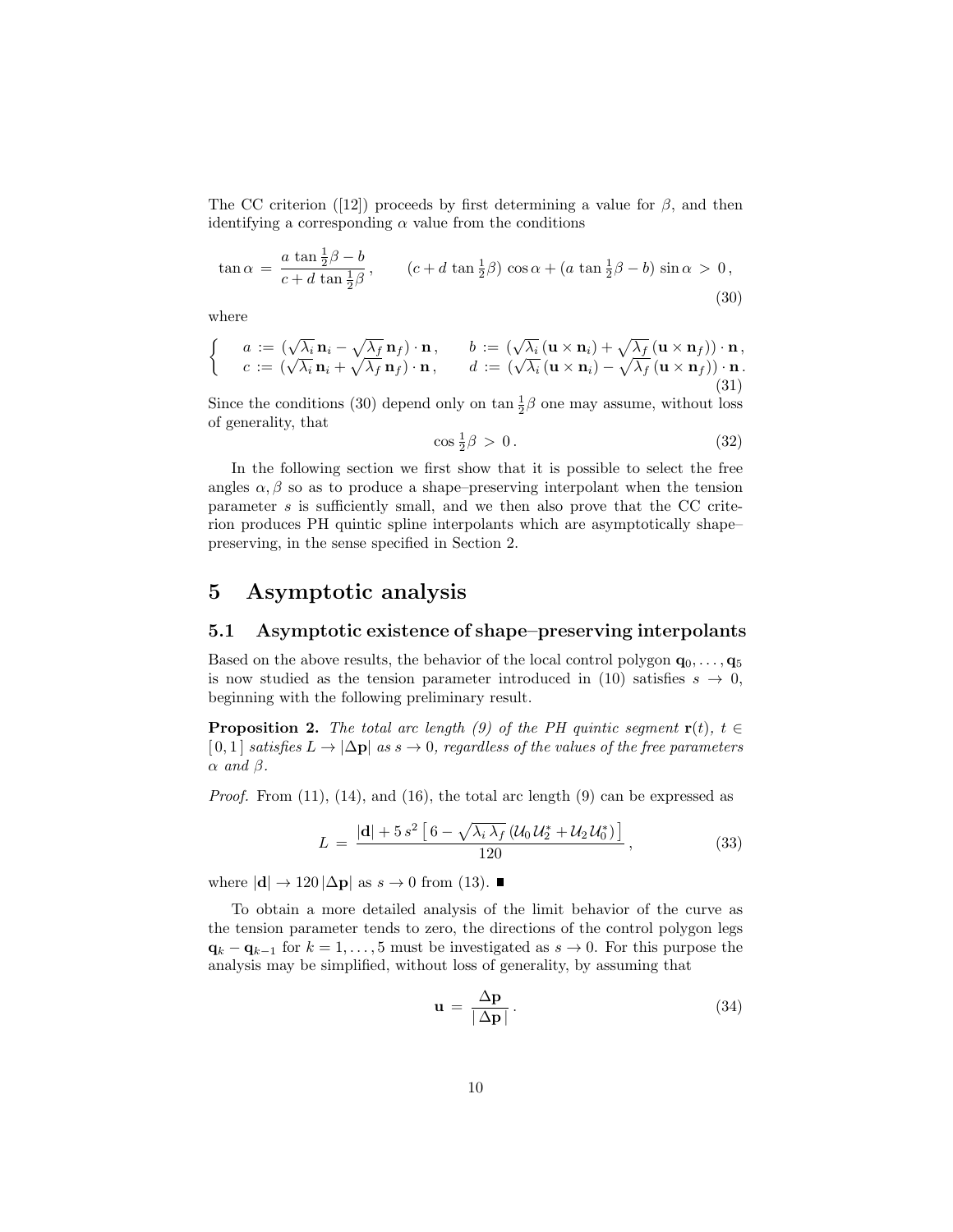The CC criterion ([12]) proceeds by first determining a value for $\beta$, and then identifying a corresponding $\alpha$ value from the conditions

$$\tan\alpha \,=\, \frac{a\,\tan\frac{1}{2}\beta - b}{c + d\,\tan\frac{1}{2}\beta}\,, \qquad (c + d\,\tan\tfrac{1}{2}\beta)\,\cos\alpha + (a\,\tan\tfrac{1}{2}\beta - b)\,\sin\alpha \,>\, 0\,, \tag{30}$$

where

$$\left\{\begin{array}{ll} a \,:=\, (\sqrt{\lambda_i}\,\mathbf{n}_i - \sqrt{\lambda_f}\,\mathbf{n}_f)\cdot\mathbf{n}\,, & b \,:=\, (\sqrt{\lambda_i}\,(\mathbf{u}\times\mathbf{n}_i) + \sqrt{\lambda_f}\,(\mathbf{u}\times\mathbf{n}_f))\cdot\mathbf{n}\,, \\ c \,:=\, (\sqrt{\lambda_i}\,\mathbf{n}_i + \sqrt{\lambda_f}\,\mathbf{n}_f)\cdot\mathbf{n}\,, & d \,:=\, (\sqrt{\lambda_i}\,(\mathbf{u}\times\mathbf{n}_i) - \sqrt{\lambda_f}\,(\mathbf{u}\times\mathbf{n}_f))\cdot\mathbf{n}\,. \end{array}\right. \tag{31}$$

Since the conditions (30) depend only on $\tan\frac{1}{2}\beta$ one may assume, without loss of generality, that

$$\cos\tfrac{1}{2}\beta \,>\, 0\,. \tag{32}$$

In the following section we first show that it is possible to select the free angles $\alpha, \beta$ so as to produce a shape–preserving interpolant when the tension parameter $s$ is sufficiently small, and we then also prove that the CC criterion produces PH quintic spline interpolants which are asymptotically shape–preserving, in the sense specified in Section 2.

# 5 Asymptotic analysis

## 5.1 Asymptotic existence of shape–preserving interpolants

Based on the above results, the behavior of the local control polygon $\mathbf{q}_0, \ldots, \mathbf{q}_5$ is now studied as the tension parameter introduced in (10) satisfies $s \to 0$, beginning with the following preliminary result.

**Proposition 2.** *The total arc length (9) of the PH quintic segment $\mathbf{r}(t)$, $t \in [\,0,1\,]$ satisfies $L \to |\Delta\mathbf{p}|$ as $s \to 0$, regardless of the values of the free parameters $\alpha$ and $\beta$.*

*Proof.* From (11), (14), and (16), the total arc length (9) can be expressed as

$$L \,=\, \frac{|\mathbf{d}| + 5\,s^2\left[\,6 - \sqrt{\lambda_i\,\lambda_f}\,(\mathcal{U}_0\,\mathcal{U}_2^* + \mathcal{U}_2\,\mathcal{U}_0^*)\,\right]}{120}\,, \tag{33}$$

where $|\mathbf{d}| \to 120\,|\Delta\mathbf{p}|$ as $s \to 0$ from (13). ∎

To obtain a more detailed analysis of the limit behavior of the curve as the tension parameter tends to zero, the directions of the control polygon legs $\mathbf{q}_k - \mathbf{q}_{k-1}$ for $k = 1, \ldots, 5$ must be investigated as $s \to 0$. For this purpose the analysis may be simplified, without loss of generality, by assuming that

$$\mathbf{u} \,=\, \frac{\Delta\mathbf{p}}{|\,\Delta\mathbf{p}\,|}\,. \tag{34}$$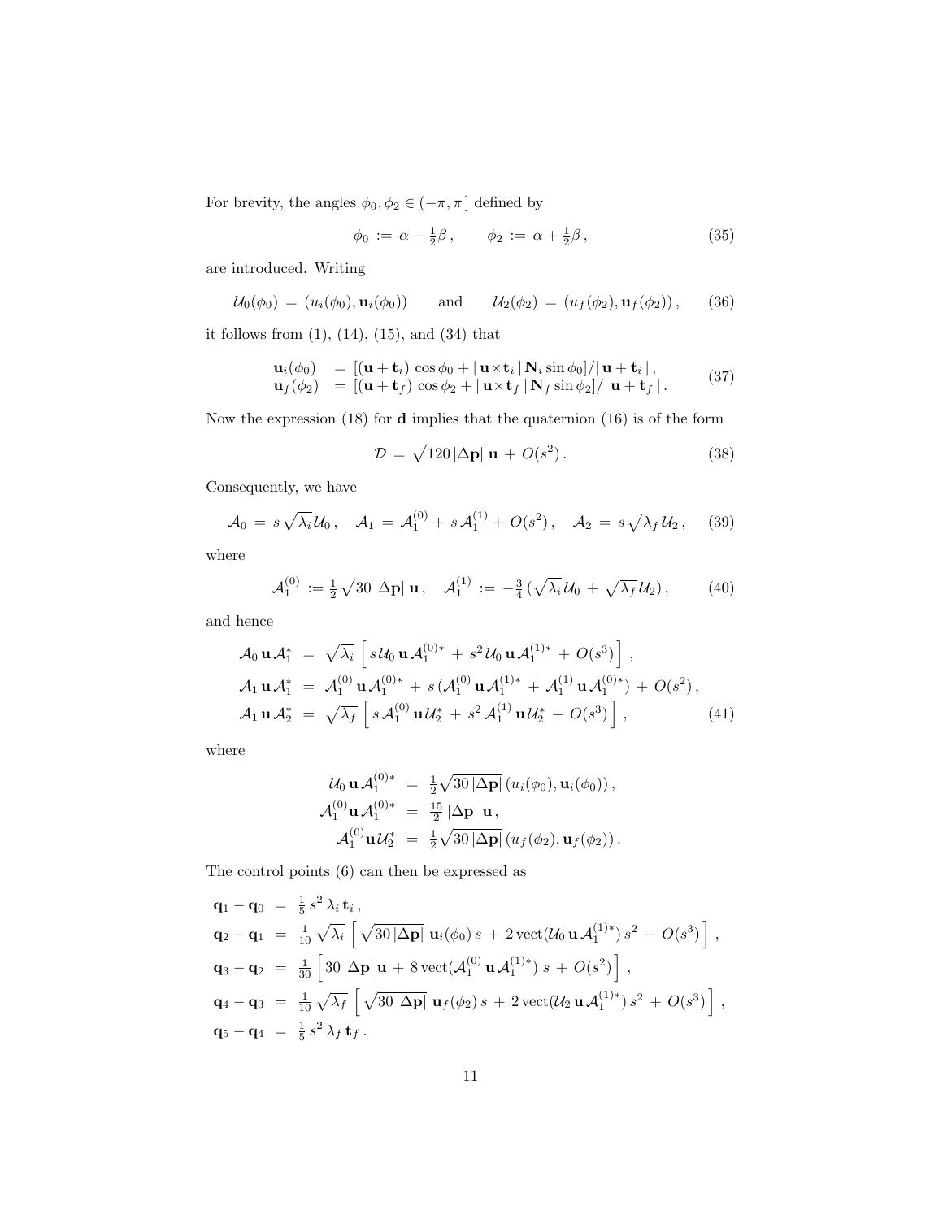For brevity, the angles $\phi_0, \phi_2 \in (-\pi, \pi\,]$ defined by

$$\phi_0 \,:=\, \alpha - \tfrac{1}{2}\beta\,, \qquad \phi_2 \,:=\, \alpha + \tfrac{1}{2}\beta\,, \tag{35}$$

are introduced. Writing

$$\mathcal{U}_0(\phi_0) \,=\, (u_i(\phi_0), \mathbf{u}_i(\phi_0)) \qquad \text{and} \qquad \mathcal{U}_2(\phi_2) \,=\, (u_f(\phi_2), \mathbf{u}_f(\phi_2))\,, \tag{36}$$

it follows from (1), (14), (15), and (34) that

$$\begin{aligned} \mathbf{u}_i(\phi_0) &\;=\, [(\mathbf{u}+\mathbf{t}_i)\,\cos\phi_0 + |\,\mathbf{u}\times\mathbf{t}_i\,|\,\mathbf{N}_i\sin\phi_0]/|\,\mathbf{u}+\mathbf{t}_i\,|\,, \\ \mathbf{u}_f(\phi_2) &\;=\, [(\mathbf{u}+\mathbf{t}_f)\,\cos\phi_2 + |\,\mathbf{u}\times\mathbf{t}_f\,|\,\mathbf{N}_f\sin\phi_2]/|\,\mathbf{u}+\mathbf{t}_f\,|\,. \end{aligned} \tag{37}$$

Now the expression (18) for $\mathbf{d}$ implies that the quaternion (16) is of the form

$$\mathcal{D} \,=\, \sqrt{120\,|\Delta\mathbf{p}|}\;\mathbf{u} \,+\, O(s^2)\,. \tag{38}$$

Consequently, we have

$$\mathcal{A}_0 \,=\, s\,\sqrt{\lambda_i}\,\mathcal{U}_0\,, \quad \mathcal{A}_1 \,=\, \mathcal{A}_1^{(0)} + s\,\mathcal{A}_1^{(1)} + O(s^2)\,, \quad \mathcal{A}_2 \,=\, s\,\sqrt{\lambda_f}\,\mathcal{U}_2\,, \tag{39}$$

where

$$\mathcal{A}_1^{(0)} \,:=\, \tfrac{1}{2}\sqrt{30\,|\Delta\mathbf{p}|}\;\mathbf{u}\,, \quad \mathcal{A}_1^{(1)} \,:=\, -\tfrac{3}{4}\,(\sqrt{\lambda_i}\,\mathcal{U}_0 \,+\, \sqrt{\lambda_f}\,\mathcal{U}_2)\,, \tag{40}$$

and hence

$$\begin{aligned} \mathcal{A}_0\,\mathbf{u}\,\mathcal{A}_1^* \;&=\; \sqrt{\lambda_i}\,\Big[\,s\,\mathcal{U}_0\,\mathbf{u}\,\mathcal{A}_1^{(0)*} \,+\, s^2\,\mathcal{U}_0\,\mathbf{u}\,\mathcal{A}_1^{(1)*} \,+\, O(s^3)\Big]\,, \\ \mathcal{A}_1\,\mathbf{u}\,\mathcal{A}_1^* \;&=\; \mathcal{A}_1^{(0)}\,\mathbf{u}\,\mathcal{A}_1^{(0)*} \,+\, s\,(\mathcal{A}_1^{(0)}\,\mathbf{u}\,\mathcal{A}_1^{(1)*} \,+\, \mathcal{A}_1^{(1)}\,\mathbf{u}\,\mathcal{A}_1^{(0)*}) \,+\, O(s^2)\,, \\ \mathcal{A}_1\,\mathbf{u}\,\mathcal{A}_2^* \;&=\; \sqrt{\lambda_f}\,\Big[\,s\,\mathcal{A}_1^{(0)}\,\mathbf{u}\,\mathcal{U}_2^* \,+\, s^2\,\mathcal{A}_1^{(1)}\,\mathbf{u}\,\mathcal{U}_2^* \,+\, O(s^3)\Big]\,, \end{aligned} \tag{41}$$

where

$$\begin{aligned} \mathcal{U}_0\,\mathbf{u}\,\mathcal{A}_1^{(0)*} \;&=\; \tfrac{1}{2}\sqrt{30\,|\Delta\mathbf{p}|}\,(u_i(\phi_0), \mathbf{u}_i(\phi_0))\,, \\ \mathcal{A}_1^{(0)}\mathbf{u}\,\mathcal{A}_1^{(0)*} \;&=\; \tfrac{15}{2}\,|\Delta\mathbf{p}|\,\mathbf{u}\,, \\ \mathcal{A}_1^{(0)}\mathbf{u}\,\mathcal{U}_2^* \;&=\; \tfrac{1}{2}\sqrt{30\,|\Delta\mathbf{p}|}\,(u_f(\phi_2), \mathbf{u}_f(\phi_2))\,. \end{aligned}$$

The control points (6) can then be expressed as

$$\begin{aligned} \mathbf{q}_1 - \mathbf{q}_0 \;&=\; \tfrac{1}{5}\,s^2\,\lambda_i\,\mathbf{t}_i\,, \\ \mathbf{q}_2 - \mathbf{q}_1 \;&=\; \tfrac{1}{10}\,\sqrt{\lambda_i}\,\Big[\,\sqrt{30\,|\Delta\mathbf{p}|}\;\mathbf{u}_i(\phi_0)\,s \,+\, 2\,\mathrm{vect}(\mathcal{U}_0\,\mathbf{u}\,\mathcal{A}_1^{(1)*})\,s^2 \,+\, O(s^3)\Big]\,, \\ \mathbf{q}_3 - \mathbf{q}_2 \;&=\; \tfrac{1}{30}\,\Big[\,30\,|\Delta\mathbf{p}|\,\mathbf{u} \,+\, 8\,\mathrm{vect}(\mathcal{A}_1^{(0)}\,\mathbf{u}\,\mathcal{A}_1^{(1)*})\,s \,+\, O(s^2)\Big]\,, \\ \mathbf{q}_4 - \mathbf{q}_3 \;&=\; \tfrac{1}{10}\,\sqrt{\lambda_f}\,\Big[\,\sqrt{30\,|\Delta\mathbf{p}|}\;\mathbf{u}_f(\phi_2)\,s \,+\, 2\,\mathrm{vect}(\mathcal{U}_2\,\mathbf{u}\,\mathcal{A}_1^{(1)*})\,s^2 \,+\, O(s^3)\Big]\,, \\ \mathbf{q}_5 - \mathbf{q}_4 \;&=\; \tfrac{1}{5}\,s^2\,\lambda_f\,\mathbf{t}_f\,. \end{aligned}$$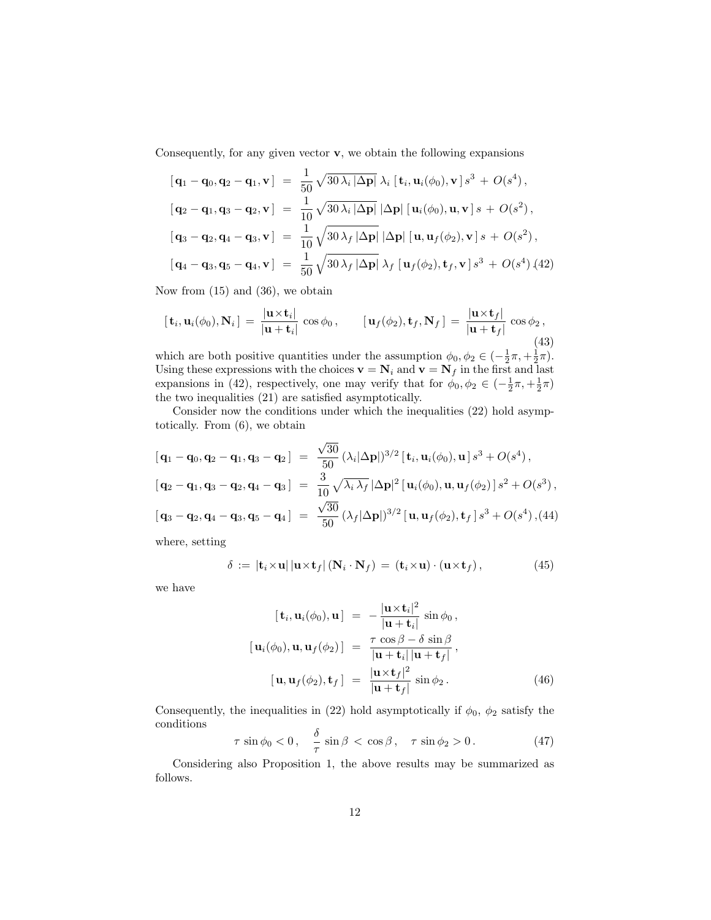Consequently, for any given vector $\mathbf{v}$, we obtain the following expansions

$$
\begin{aligned}
[\,\mathbf{q}_1-\mathbf{q}_0,\mathbf{q}_2-\mathbf{q}_1,\mathbf{v}\,] &= \frac{1}{50}\sqrt{30\,\lambda_i\,|\Delta\mathbf{p}|}\;\lambda_i\;[\,\mathbf{t}_i,\mathbf{u}_i(\phi_0),\mathbf{v}\,]\,s^3 \,+\, O(s^4)\,,\\
[\,\mathbf{q}_2-\mathbf{q}_1,\mathbf{q}_3-\mathbf{q}_2,\mathbf{v}\,] &= \frac{1}{10}\sqrt{30\,\lambda_i\,|\Delta\mathbf{p}|}\;|\Delta\mathbf{p}|\;[\,\mathbf{u}_i(\phi_0),\mathbf{u},\mathbf{v}\,]\,s \,+\, O(s^2)\,,\\
[\,\mathbf{q}_3-\mathbf{q}_2,\mathbf{q}_4-\mathbf{q}_3,\mathbf{v}\,] &= \frac{1}{10}\sqrt{30\,\lambda_f\,|\Delta\mathbf{p}|}\;|\Delta\mathbf{p}|\;[\,\mathbf{u},\mathbf{u}_f(\phi_2),\mathbf{v}\,]\,s \,+\, O(s^2)\,,\\
[\,\mathbf{q}_4-\mathbf{q}_3,\mathbf{q}_5-\mathbf{q}_4,\mathbf{v}\,] &= \frac{1}{50}\sqrt{30\,\lambda_f\,|\Delta\mathbf{p}|}\;\lambda_f\;[\,\mathbf{u}_f(\phi_2),\mathbf{t}_f,\mathbf{v}\,]\,s^3 \,+\, O(s^4)\,.
\end{aligned}
\tag{42}
$$

Now from (15) and (36), we obtain

$$
[\,\mathbf{t}_i,\mathbf{u}_i(\phi_0),\mathbf{N}_i\,] \,=\, \frac{|\mathbf{u}\times\mathbf{t}_i|}{|\mathbf{u}+\mathbf{t}_i|}\,\cos\phi_0\,, \qquad [\,\mathbf{u}_f(\phi_2),\mathbf{t}_f,\mathbf{N}_f\,] \,=\, \frac{|\mathbf{u}\times\mathbf{t}_f|}{|\mathbf{u}+\mathbf{t}_f|}\,\cos\phi_2\,,
\tag{43}
$$

which are both positive quantities under the assumption $\phi_0,\phi_2\in(-\frac{1}{2}\pi,+\frac{1}{2}\pi)$. Using these expressions with the choices $\mathbf{v}=\mathbf{N}_i$ and $\mathbf{v}=\mathbf{N}_f$ in the first and last expansions in (42), respectively, one may verify that for $\phi_0,\phi_2\in(-\frac{1}{2}\pi,+\frac{1}{2}\pi)$ the two inequalities (21) are satisfied asymptotically.

Consider now the conditions under which the inequalities (22) hold asymptotically. From (6), we obtain

$$
\begin{aligned}
[\,\mathbf{q}_1-\mathbf{q}_0,\mathbf{q}_2-\mathbf{q}_1,\mathbf{q}_3-\mathbf{q}_2\,] &= \frac{\sqrt{30}}{50}\,(\lambda_i|\Delta\mathbf{p}|)^{3/2}\,[\,\mathbf{t}_i,\mathbf{u}_i(\phi_0),\mathbf{u}\,]\,s^3+O(s^4)\,,\\
[\,\mathbf{q}_2-\mathbf{q}_1,\mathbf{q}_3-\mathbf{q}_2,\mathbf{q}_4-\mathbf{q}_3\,] &= \frac{3}{10}\sqrt{\lambda_i\,\lambda_f}\,|\Delta\mathbf{p}|^2\,[\,\mathbf{u}_i(\phi_0),\mathbf{u},\mathbf{u}_f(\phi_2)\,]\,s^2+O(s^3)\,,\\
[\,\mathbf{q}_3-\mathbf{q}_2,\mathbf{q}_4-\mathbf{q}_3,\mathbf{q}_5-\mathbf{q}_4\,] &= \frac{\sqrt{30}}{50}\,(\lambda_f|\Delta\mathbf{p}|)^{3/2}\,[\,\mathbf{u},\mathbf{u}_f(\phi_2),\mathbf{t}_f\,]\,s^3+O(s^4)\,,
\end{aligned}
\tag{44}
$$

where, setting

$$
\delta \,:=\, |\mathbf{t}_i\times\mathbf{u}|\,|\mathbf{u}\times\mathbf{t}_f|\,(\mathbf{N}_i\cdot\mathbf{N}_f) \,=\, (\mathbf{t}_i\times\mathbf{u})\cdot(\mathbf{u}\times\mathbf{t}_f)\,,
\tag{45}
$$

we have

$$
\begin{aligned}
[\,\mathbf{t}_i,\mathbf{u}_i(\phi_0),\mathbf{u}\,] &= -\,\frac{|\mathbf{u}\times\mathbf{t}_i|^2}{|\mathbf{u}+\mathbf{t}_i|}\,\sin\phi_0\,,\\
[\,\mathbf{u}_i(\phi_0),\mathbf{u},\mathbf{u}_f(\phi_2)\,] &= \frac{\tau\,\cos\beta-\delta\,\sin\beta}{|\mathbf{u}+\mathbf{t}_i|\,|\mathbf{u}+\mathbf{t}_f|}\,,\\
[\,\mathbf{u},\mathbf{u}_f(\phi_2),\mathbf{t}_f\,] &= \frac{|\mathbf{u}\times\mathbf{t}_f|^2}{|\mathbf{u}+\mathbf{t}_f|}\,\sin\phi_2\,.
\end{aligned}
\tag{46}
$$

Consequently, the inequalities in (22) hold asymptotically if $\phi_0$, $\phi_2$ satisfy the conditions

$$
\tau\,\sin\phi_0<0\,, \quad \frac{\delta}{\tau}\,\sin\beta \,<\, \cos\beta\,, \quad \tau\,\sin\phi_2>0\,.
\tag{47}
$$

Considering also Proposition 1, the above results may be summarized as follows.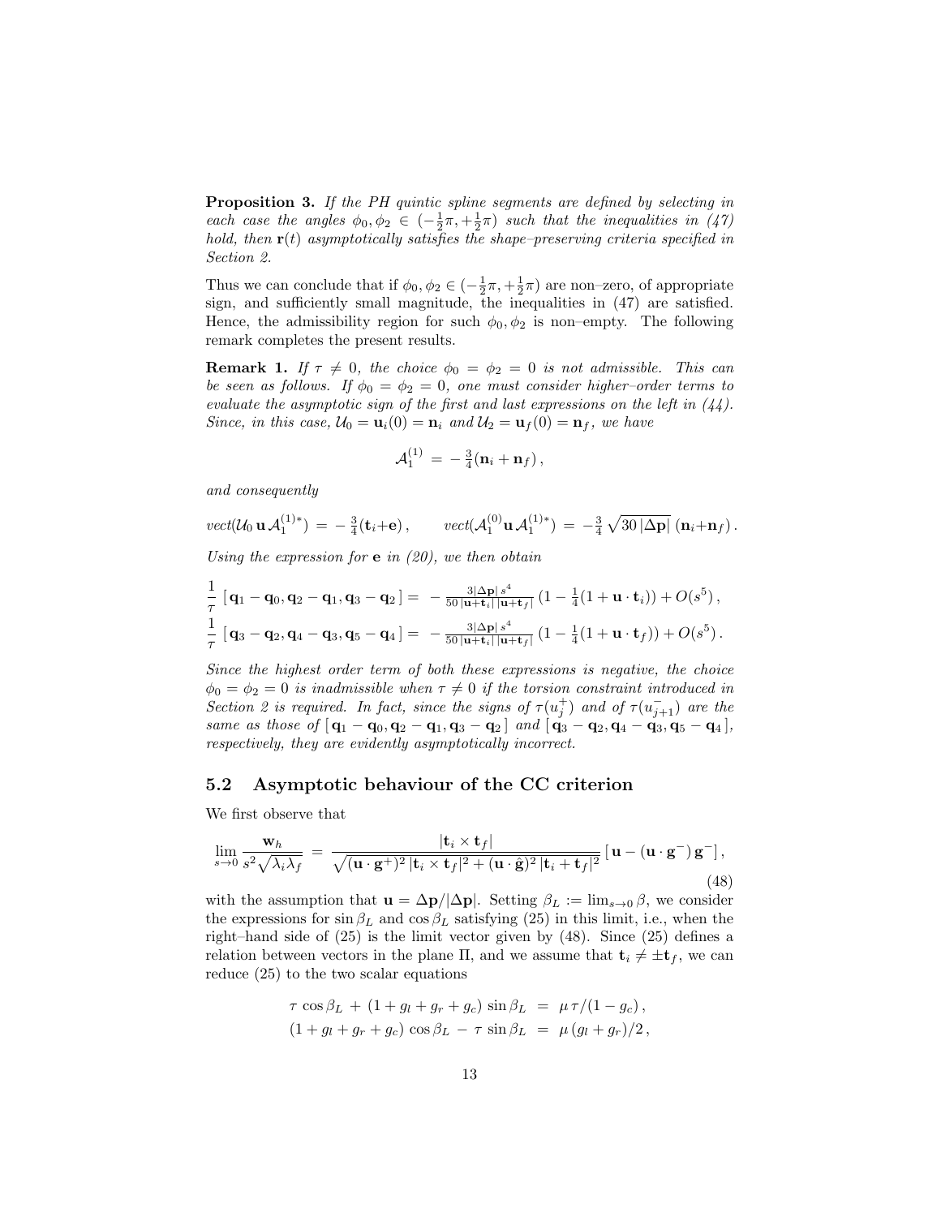**Proposition 3.** *If the PH quintic spline segments are defined by selecting in each case the angles $\phi_0, \phi_2 \in (-\frac{1}{2}\pi, +\frac{1}{2}\pi)$ such that the inequalities in (47) hold, then $\mathbf{r}(t)$ asymptotically satisfies the shape–preserving criteria specified in Section 2.*

Thus we can conclude that if $\phi_0, \phi_2 \in (-\frac{1}{2}\pi, +\frac{1}{2}\pi)$ are non–zero, of appropriate sign, and sufficiently small magnitude, the inequalities in (47) are satisfied. Hence, the admissibility region for such $\phi_0, \phi_2$ is non–empty. The following remark completes the present results.

**Remark 1.** *If $\tau \neq 0$, the choice $\phi_0 = \phi_2 = 0$ is not admissible. This can be seen as follows. If $\phi_0 = \phi_2 = 0$, one must consider higher–order terms to evaluate the asymptotic sign of the first and last expressions on the left in (44). Since, in this case, $\mathcal{U}_0 = \mathbf{u}_i(0) = \mathbf{n}_i$ and $\mathcal{U}_2 = \mathbf{u}_f(0) = \mathbf{n}_f$, we have*

$$\mathcal{A}_1^{(1)} \,=\, -\,\tfrac{3}{4}(\mathbf{n}_i + \mathbf{n}_f)\,,$$

*and consequently*

$$vect(\mathcal{U}_0\,\mathbf{u}\,\mathcal{A}_1^{(1)*}) \,=\, -\,\tfrac{3}{4}(\mathbf{t}_i{+}\mathbf{e})\,, \qquad vect(\mathcal{A}_1^{(0)}\mathbf{u}\,\mathcal{A}_1^{(1)*}) \,=\, -\tfrac{3}{4}\,\sqrt{30\,|\Delta\mathbf{p}|}\,(\mathbf{n}_i{+}\mathbf{n}_f)\,.$$

*Using the expression for $\mathbf{e}$ in (20), we then obtain*

$$\frac{1}{\tau}\,[\,\mathbf{q}_1-\mathbf{q}_0,\mathbf{q}_2-\mathbf{q}_1,\mathbf{q}_3-\mathbf{q}_2\,] = \,-\,\tfrac{3|\Delta\mathbf{p}|\,s^4}{50\,|\mathbf{u}+\mathbf{t}_i|\,|\mathbf{u}+\mathbf{t}_f|}\,(1-\tfrac{1}{4}(1+\mathbf{u}\cdot\mathbf{t}_i)) + O(s^5)\,,$$
$$\frac{1}{\tau}\,[\,\mathbf{q}_3-\mathbf{q}_2,\mathbf{q}_4-\mathbf{q}_3,\mathbf{q}_5-\mathbf{q}_4\,] = \,-\,\tfrac{3|\Delta\mathbf{p}|\,s^4}{50\,|\mathbf{u}+\mathbf{t}_i|\,|\mathbf{u}+\mathbf{t}_f|}\,(1-\tfrac{1}{4}(1+\mathbf{u}\cdot\mathbf{t}_f)) + O(s^5)\,.$$

*Since the highest order term of both these expressions is negative, the choice $\phi_0 = \phi_2 = 0$ is inadmissible when $\tau \neq 0$ if the torsion constraint introduced in Section 2 is required. In fact, since the signs of $\tau(u_j^+)$ and of $\tau(u_{j+1}^-)$ are the same as those of $[\,\mathbf{q}_1-\mathbf{q}_0,\mathbf{q}_2-\mathbf{q}_1,\mathbf{q}_3-\mathbf{q}_2\,]$ and $[\,\mathbf{q}_3-\mathbf{q}_2,\mathbf{q}_4-\mathbf{q}_3,\mathbf{q}_5-\mathbf{q}_4\,]$, respectively, they are evidently asymptotically incorrect.*

## 5.2 Asymptotic behaviour of the CC criterion

We first observe that

$$\lim_{s\to 0}\frac{\mathbf{w}_h}{s^2\sqrt{\lambda_i\lambda_f}} \,=\, \frac{|\mathbf{t}_i\times\mathbf{t}_f|}{\sqrt{(\mathbf{u}\cdot\mathbf{g}^+)^2\,|\mathbf{t}_i\times\mathbf{t}_f|^2+(\mathbf{u}\cdot\hat{\mathbf{g}})^2\,|\mathbf{t}_i+\mathbf{t}_f|^2}}\,[\,\mathbf{u}-(\mathbf{u}\cdot\mathbf{g}^-)\,\mathbf{g}^-\,]\,, \tag{48}$$

with the assumption that $\mathbf{u} = \Delta\mathbf{p}/|\Delta\mathbf{p}|$. Setting $\beta_L := \lim_{s\to 0}\beta$, we consider the expressions for $\sin\beta_L$ and $\cos\beta_L$ satisfying (25) in this limit, i.e., when the right–hand side of (25) is the limit vector given by (48). Since (25) defines a relation between vectors in the plane $\Pi$, and we assume that $\mathbf{t}_i \neq \pm\mathbf{t}_f$, we can reduce (25) to the two scalar equations

$$\begin{aligned}
\tau\,\cos\beta_L \,+\, (1+g_l+g_r+g_c)\,\sin\beta_L \;&=\; \mu\,\tau/(1-g_c)\,,\\
(1+g_l+g_r+g_c)\,\cos\beta_L \,-\, \tau\,\sin\beta_L \;&=\; \mu\,(g_l+g_r)/2\,,
\end{aligned}$$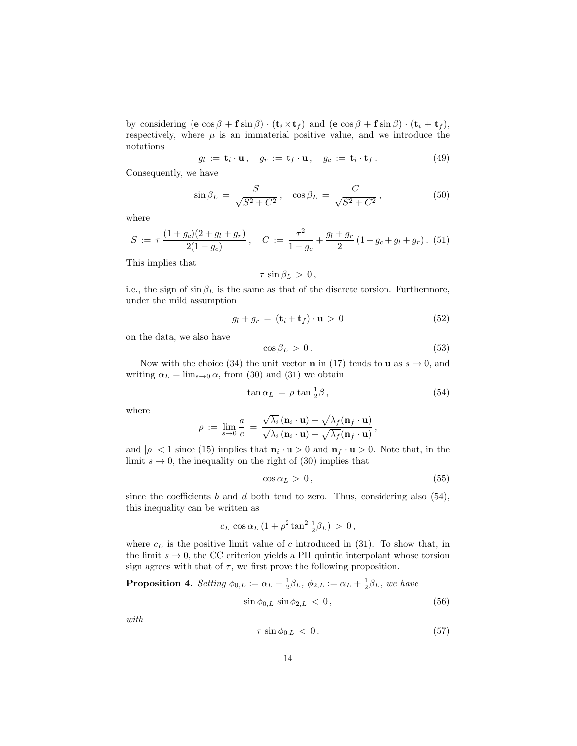by considering $(\mathbf{e}\cos\beta + \mathbf{f}\sin\beta)\cdot(\mathbf{t}_i \times \mathbf{t}_f)$ and $(\mathbf{e}\cos\beta + \mathbf{f}\sin\beta)\cdot(\mathbf{t}_i + \mathbf{t}_f)$, respectively, where $\mu$ is an immaterial positive value, and we introduce the notations

$$g_l := \mathbf{t}_i \cdot \mathbf{u}\,, \quad g_r := \mathbf{t}_f \cdot \mathbf{u}\,, \quad g_c := \mathbf{t}_i \cdot \mathbf{t}_f\,. \tag{49}$$

Consequently, we have

$$\sin\beta_L \,=\, \frac{S}{\sqrt{S^2+C^2}}\,, \quad \cos\beta_L \,=\, \frac{C}{\sqrt{S^2+C^2}}\,, \tag{50}$$

where

$$S := \tau\,\frac{(1+g_c)(2+g_l+g_r)}{2(1-g_c)}\,, \quad C := \frac{\tau^2}{1-g_c} + \frac{g_l+g_r}{2}\,(1+g_c+g_l+g_r)\,. \tag{51}$$

This implies that

$$\tau\,\sin\beta_L \,>\, 0\,,$$

i.e., the sign of $\sin\beta_L$ is the same as that of the discrete torsion. Furthermore, under the mild assumption

$$g_l + g_r \,=\, (\mathbf{t}_i + \mathbf{t}_f)\cdot\mathbf{u} \,>\, 0 \tag{52}$$

on the data, we also have

$$\cos\beta_L \,>\, 0\,. \tag{53}$$

Now with the choice (34) the unit vector $\mathbf{n}$ in (17) tends to $\mathbf{u}$ as $s \to 0$, and writing $\alpha_L = \lim_{s\to 0}\alpha$, from (30) and (31) we obtain

$$\tan\alpha_L \,=\, \rho\,\tan\tfrac{1}{2}\beta\,, \tag{54}$$

where

$$\rho := \lim_{s\to 0}\frac{a}{c} \,=\, \frac{\sqrt{\lambda_i}\,(\mathbf{n}_i\cdot\mathbf{u}) - \sqrt{\lambda_f}(\mathbf{n}_f\cdot\mathbf{u})}{\sqrt{\lambda_i}\,(\mathbf{n}_i\cdot\mathbf{u}) + \sqrt{\lambda_f}(\mathbf{n}_f\cdot\mathbf{u})}\,,$$

and $|\rho| < 1$ since (15) implies that $\mathbf{n}_i\cdot\mathbf{u} > 0$ and $\mathbf{n}_f\cdot\mathbf{u} > 0$. Note that, in the limit $s \to 0$, the inequality on the right of (30) implies that

$$\cos\alpha_L \,>\, 0\,, \tag{55}$$

since the coefficients $b$ and $d$ both tend to zero. Thus, considering also (54), this inequality can be written as

$$c_L\,\cos\alpha_L\,(1+\rho^2\tan^2\tfrac{1}{2}\beta_L) \,>\, 0\,,$$

where $c_L$ is the positive limit value of $c$ introduced in (31). To show that, in the limit $s \to 0$, the CC criterion yields a PH quintic interpolant whose torsion sign agrees with that of $\tau$, we first prove the following proposition.

**Proposition 4.** *Setting $\phi_{0,L} := \alpha_L - \frac{1}{2}\beta_L$, $\phi_{2,L} := \alpha_L + \frac{1}{2}\beta_L$, we have*

$$\sin\phi_{0,L}\,\sin\phi_{2,L} \,<\, 0\,, \tag{56}$$

*with*

$$\tau\,\sin\phi_{0,L} \,<\, 0\,. \tag{57}$$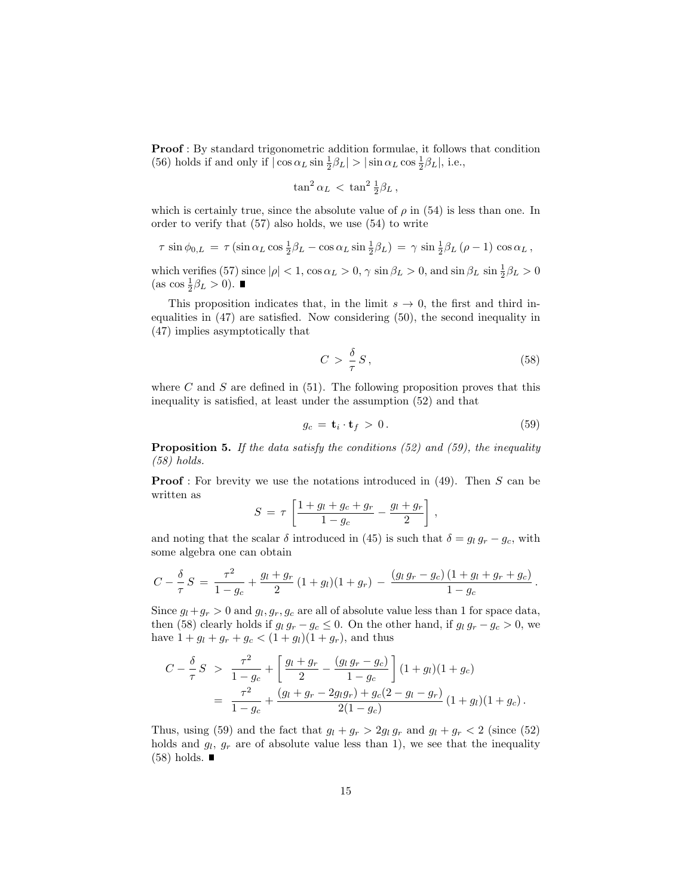**Proof** : By standard trigonometric addition formulae, it follows that condition (56) holds if and only if $|\cos\alpha_L \sin\frac{1}{2}\beta_L| > |\sin\alpha_L \cos\frac{1}{2}\beta_L|$, i.e.,

$$\tan^2\alpha_L \,<\, \tan^2\tfrac{1}{2}\beta_L\,,$$

which is certainly true, since the absolute value of $\rho$ in (54) is less than one. In order to verify that (57) also holds, we use (54) to write

$$\tau\,\sin\phi_{0,L} \,=\, \tau\,(\sin\alpha_L\cos\tfrac{1}{2}\beta_L - \cos\alpha_L\sin\tfrac{1}{2}\beta_L) \,=\, \gamma\,\sin\tfrac{1}{2}\beta_L\,(\rho-1)\,\cos\alpha_L\,,$$

which verifies (57) since $|\rho| < 1$, $\cos\alpha_L > 0$, $\gamma\,\sin\beta_L > 0$, and $\sin\beta_L\,\sin\frac{1}{2}\beta_L > 0$ (as $\cos\frac{1}{2}\beta_L > 0$). ∎

This proposition indicates that, in the limit $s \to 0$, the first and third inequalities in (47) are satisfied. Now considering (50), the second inequality in (47) implies asymptotically that

$$C \,>\, \frac{\delta}{\tau}\,S\,, \tag{58}$$

where $C$ and $S$ are defined in (51). The following proposition proves that this inequality is satisfied, at least under the assumption (52) and that

$$g_c \,=\, \mathbf{t}_i\cdot\mathbf{t}_f \,>\, 0\,. \tag{59}$$

**Proposition 5.** *If the data satisfy the conditions (52) and (59), the inequality (58) holds.*

**Proof** : For brevity we use the notations introduced in (49). Then $S$ can be written as

$$S \,=\, \tau\left[\frac{1+g_l+g_c+g_r}{1-g_c} - \frac{g_l+g_r}{2}\right]\,,$$

and noting that the scalar $\delta$ introduced in (45) is such that $\delta = g_l\,g_r - g_c$, with some algebra one can obtain

$$C - \frac{\delta}{\tau}\,S \,=\, \frac{\tau^2}{1-g_c} + \frac{g_l+g_r}{2}\,(1+g_l)(1+g_r) \,-\, \frac{(g_l\,g_r-g_c)\,(1+g_l+g_r+g_c)}{1-g_c}\,.$$

Since $g_l+g_r > 0$ and $g_l, g_r, g_c$ are all of absolute value less than 1 for space data, then (58) clearly holds if $g_l\,g_r - g_c \le 0$. On the other hand, if $g_l\,g_r - g_c > 0$, we have $1+g_l+g_r+g_c < (1+g_l)(1+g_r)$, and thus

$$\begin{aligned}
C - \frac{\delta}{\tau}\,S \,&>\, \frac{\tau^2}{1-g_c} + \left[\,\frac{g_l+g_r}{2} - \frac{(g_l\,g_r-g_c)}{1-g_c}\right](1+g_l)(1+g_c) \\
&=\, \frac{\tau^2}{1-g_c} + \frac{(g_l+g_r-2g_lg_r)+g_c(2-g_l-g_r)}{2(1-g_c)}\,(1+g_l)(1+g_c)\,.
\end{aligned}$$

Thus, using (59) and the fact that $g_l+g_r > 2g_l\,g_r$ and $g_l+g_r < 2$ (since (52) holds and $g_l$, $g_r$ are of absolute value less than 1), we see that the inequality (58) holds. ∎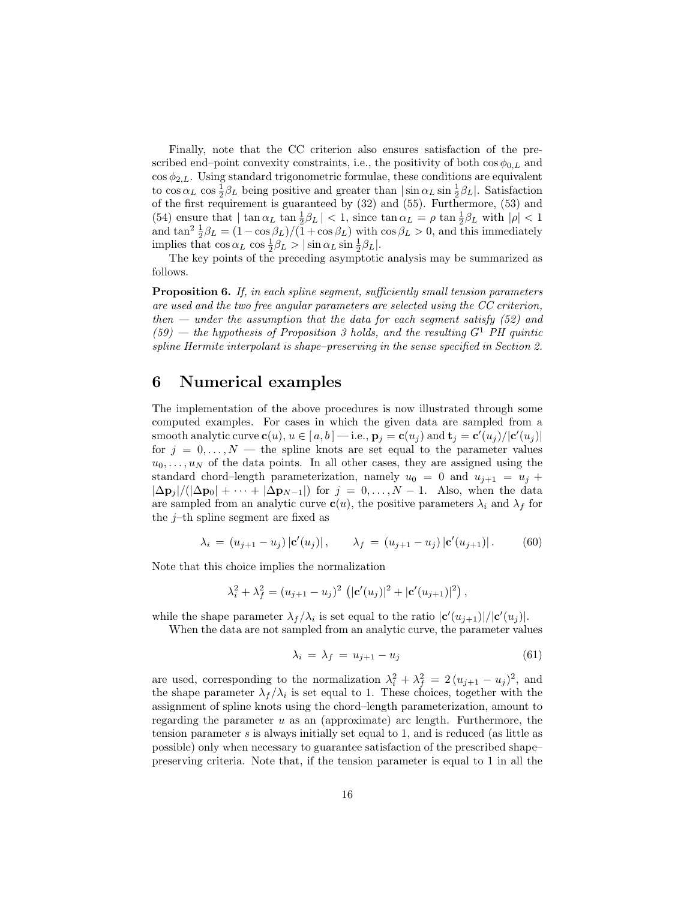Finally, note that the CC criterion also ensures satisfaction of the prescribed end–point convexity constraints, i.e., the positivity of both $\cos\phi_{0,L}$ and $\cos\phi_{2,L}$. Using standard trigonometric formulae, these conditions are equivalent to $\cos\alpha_L \, \cos\frac{1}{2}\beta_L$ being positive and greater than $|\sin\alpha_L \sin\frac{1}{2}\beta_L|$. Satisfaction of the first requirement is guaranteed by (32) and (55). Furthermore, (53) and (54) ensure that $|\tan\alpha_L \, \tan\frac{1}{2}\beta_L| < 1$, since $\tan\alpha_L = \rho \, \tan\frac{1}{2}\beta_L$ with $|\rho| < 1$ and $\tan^2\frac{1}{2}\beta_L = (1-\cos\beta_L)/(1+\cos\beta_L)$ with $\cos\beta_L > 0$, and this immediately implies that $\cos\alpha_L \, \cos\frac{1}{2}\beta_L > |\sin\alpha_L \sin\frac{1}{2}\beta_L|$.

The key points of the preceding asymptotic analysis may be summarized as follows.

**Proposition 6.** *If, in each spline segment, sufficiently small tension parameters are used and the two free angular parameters are selected using the CC criterion, then — under the assumption that the data for each segment satisfy (52) and (59) — the hypothesis of Proposition 3 holds, and the resulting $G^1$ PH quintic spline Hermite interpolant is shape–preserving in the sense specified in Section 2.*

# 6 Numerical examples

The implementation of the above procedures is now illustrated through some computed examples. For cases in which the given data are sampled from a smooth analytic curve $\mathbf{c}(u)$, $u \in [\,a,b\,]$ — i.e., $\mathbf{p}_j = \mathbf{c}(u_j)$ and $\mathbf{t}_j = \mathbf{c}'(u_j)/|\mathbf{c}'(u_j)|$ for $j = 0,\ldots,N$ — the spline knots are set equal to the parameter values $u_0,\ldots,u_N$ of the data points. In all other cases, they are assigned using the standard chord–length parameterization, namely $u_0 = 0$ and $u_{j+1} = u_j + |\Delta\mathbf{p}_j|/(|\Delta\mathbf{p}_0| + \cdots + |\Delta\mathbf{p}_{N-1}|)$ for $j = 0,\ldots,N-1$. Also, when the data are sampled from an analytic curve $\mathbf{c}(u)$, the positive parameters $\lambda_i$ and $\lambda_f$ for the $j$–th spline segment are fixed as

$$\lambda_i \,=\, (u_{j+1}-u_j)\,|\mathbf{c}'(u_j)|\,, \qquad \lambda_f \,=\, (u_{j+1}-u_j)\,|\mathbf{c}'(u_{j+1})|\,. \tag{60}$$

Note that this choice implies the normalization

$$\lambda_i^2 + \lambda_f^2 = (u_{j+1}-u_j)^2 \left(|\mathbf{c}'(u_j)|^2 + |\mathbf{c}'(u_{j+1})|^2\right),$$

while the shape parameter $\lambda_f/\lambda_i$ is set equal to the ratio $|\mathbf{c}'(u_{j+1})|/|\mathbf{c}'(u_j)|$.

When the data are not sampled from an analytic curve, the parameter values

$$\lambda_i \,=\, \lambda_f \,=\, u_{j+1}-u_j \tag{61}$$

are used, corresponding to the normalization $\lambda_i^2 + \lambda_f^2 = 2\,(u_{j+1}-u_j)^2$, and the shape parameter $\lambda_f/\lambda_i$ is set equal to 1. These choices, together with the assignment of spline knots using the chord–length parameterization, amount to regarding the parameter $u$ as an (approximate) arc length. Furthermore, the tension parameter $s$ is always initially set equal to 1, and is reduced (as little as possible) only when necessary to guarantee satisfaction of the prescribed shape–preserving criteria. Note that, if the tension parameter is equal to 1 in all the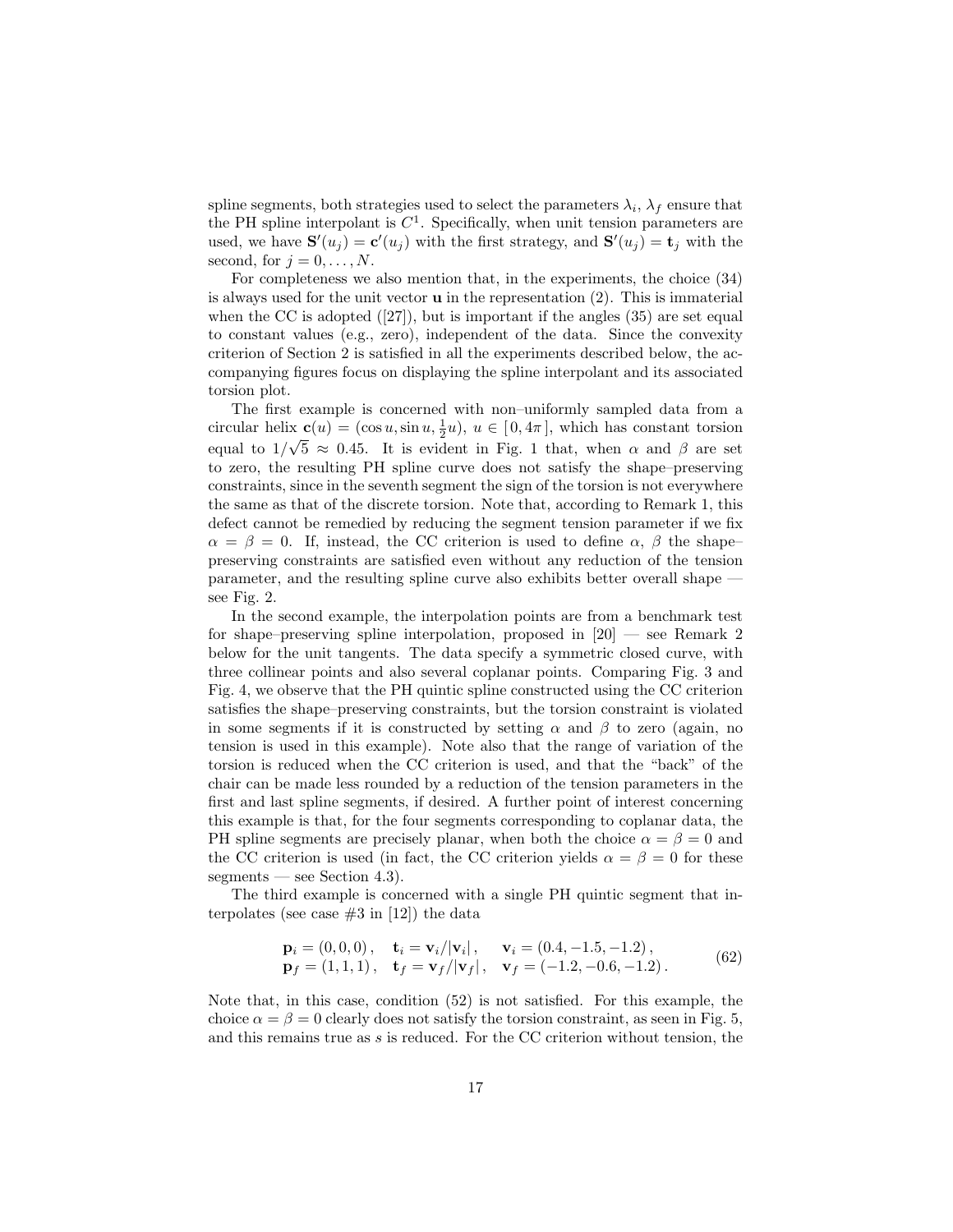spline segments, both strategies used to select the parameters $\lambda_i$, $\lambda_f$ ensure that the PH spline interpolant is $C^1$. Specifically, when unit tension parameters are used, we have $\mathbf{S}'(u_j) = \mathbf{c}'(u_j)$ with the first strategy, and $\mathbf{S}'(u_j) = \mathbf{t}_j$ with the second, for $j = 0, \ldots, N$.

For completeness we also mention that, in the experiments, the choice (34) is always used for the unit vector $\mathbf{u}$ in the representation (2). This is immaterial when the CC is adopted ([27]), but is important if the angles (35) are set equal to constant values (e.g., zero), independent of the data. Since the convexity criterion of Section 2 is satisfied in all the experiments described below, the accompanying figures focus on displaying the spline interpolant and its associated torsion plot.

The first example is concerned with non–uniformly sampled data from a circular helix $\mathbf{c}(u) = (\cos u, \sin u, \frac{1}{2}u)$, $u \in [\,0, 4\pi\,]$, which has constant torsion equal to $1/\sqrt{5} \approx 0.45$. It is evident in Fig. 1 that, when $\alpha$ and $\beta$ are set to zero, the resulting PH spline curve does not satisfy the shape–preserving constraints, since in the seventh segment the sign of the torsion is not everywhere the same as that of the discrete torsion. Note that, according to Remark 1, this defect cannot be remedied by reducing the segment tension parameter if we fix $\alpha = \beta = 0$. If, instead, the CC criterion is used to define $\alpha$, $\beta$ the shape–preserving constraints are satisfied even without any reduction of the tension parameter, and the resulting spline curve also exhibits better overall shape — see Fig. 2.

In the second example, the interpolation points are from a benchmark test for shape–preserving spline interpolation, proposed in [20] — see Remark 2 below for the unit tangents. The data specify a symmetric closed curve, with three collinear points and also several coplanar points. Comparing Fig. 3 and Fig. 4, we observe that the PH quintic spline constructed using the CC criterion satisfies the shape–preserving constraints, but the torsion constraint is violated in some segments if it is constructed by setting $\alpha$ and $\beta$ to zero (again, no tension is used in this example). Note also that the range of variation of the torsion is reduced when the CC criterion is used, and that the "back" of the chair can be made less rounded by a reduction of the tension parameters in the first and last spline segments, if desired. A further point of interest concerning this example is that, for the four segments corresponding to coplanar data, the PH spline segments are precisely planar, when both the choice $\alpha = \beta = 0$ and the CC criterion is used (in fact, the CC criterion yields $\alpha = \beta = 0$ for these segments — see Section 4.3).

The third example is concerned with a single PH quintic segment that interpolates (see case #3 in [12]) the data

$$
\begin{array}{lll}
\mathbf{p}_i = (0,0,0)\,, & \mathbf{t}_i = \mathbf{v}_i/|\mathbf{v}_i|\,, & \mathbf{v}_i = (0.4,-1.5,-1.2)\,, \\
\mathbf{p}_f = (1,1,1)\,, & \mathbf{t}_f = \mathbf{v}_f/|\mathbf{v}_f|\,, & \mathbf{v}_f = (-1.2,-0.6,-1.2)\,.
\end{array}
\tag{62}
$$

Note that, in this case, condition (52) is not satisfied. For this example, the choice $\alpha = \beta = 0$ clearly does not satisfy the torsion constraint, as seen in Fig. 5, and this remains true as $s$ is reduced. For the CC criterion without tension, the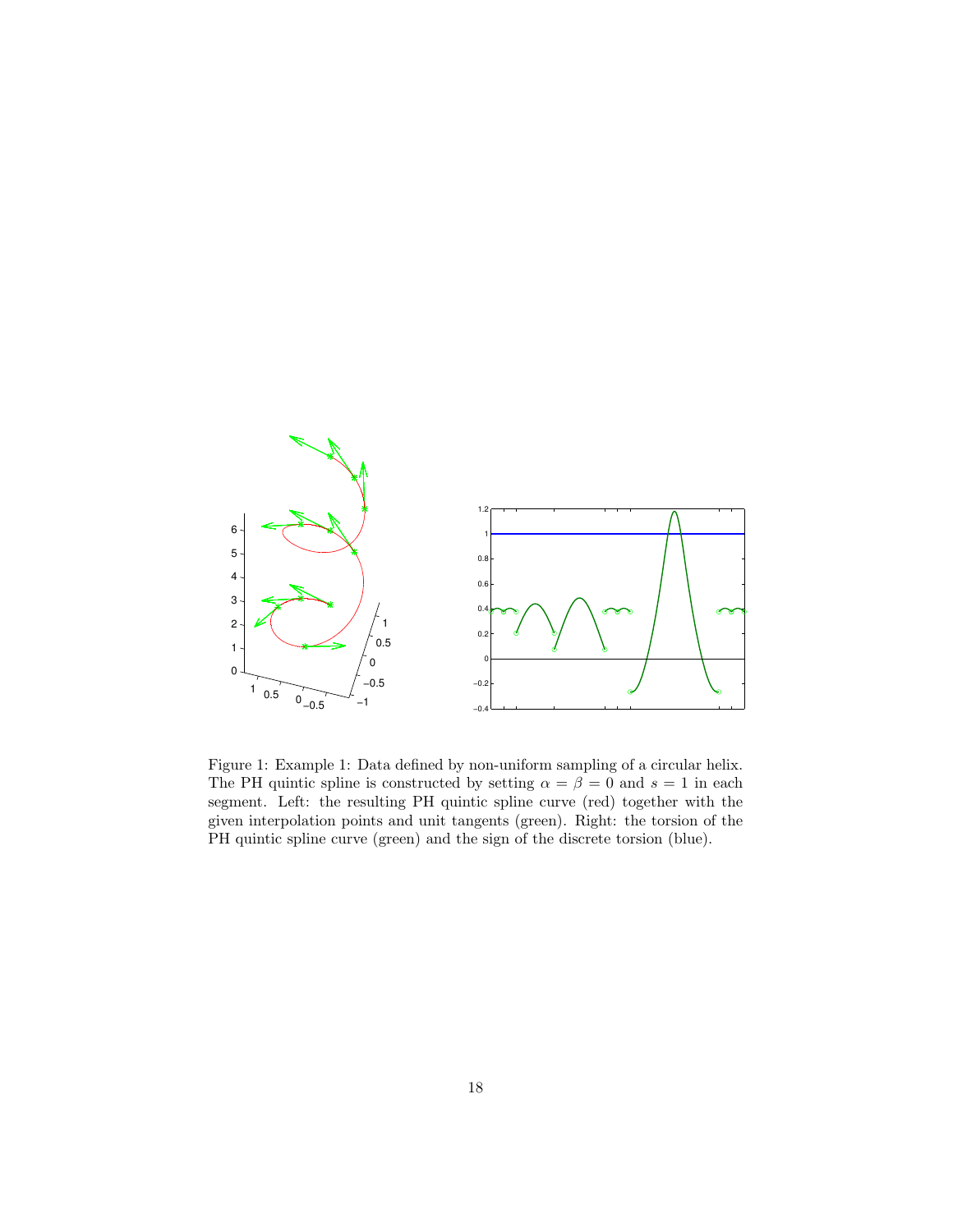Figure 1: Example 1: Data defined by non-uniform sampling of a circular helix. The PH quintic spline is constructed by setting $\alpha = \beta = 0$ and $s = 1$ in each segment. Left: the resulting PH quintic spline curve (red) together with the given interpolation points and unit tangents (green). Right: the torsion of the PH quintic spline curve (green) and the sign of the discrete torsion (blue).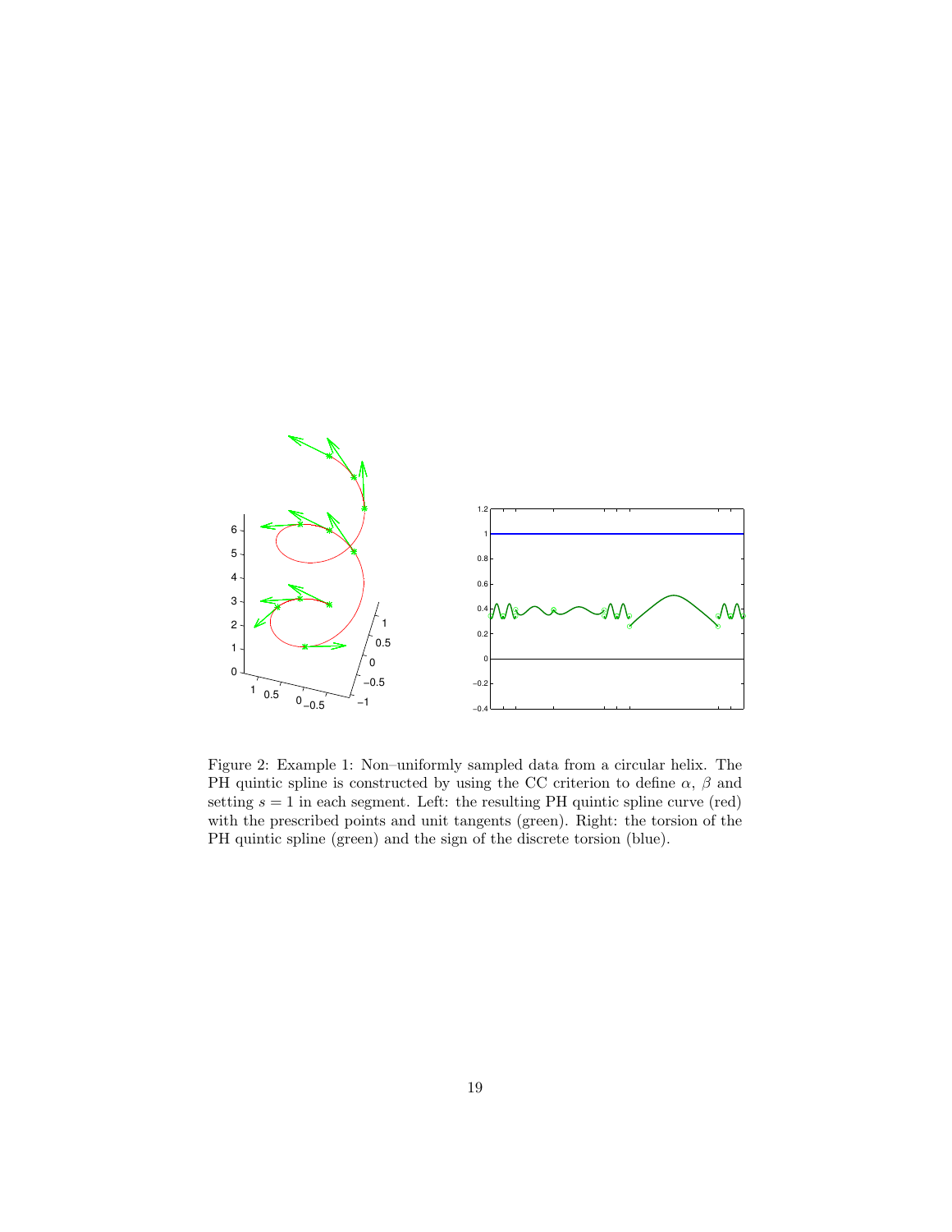Figure 2: Example 1: Non–uniformly sampled data from a circular helix. The PH quintic spline is constructed by using the CC criterion to define $\alpha$, $\beta$ and setting $s = 1$ in each segment. Left: the resulting PH quintic spline curve (red) with the prescribed points and unit tangents (green). Right: the torsion of the PH quintic spline (green) and the sign of the discrete torsion (blue).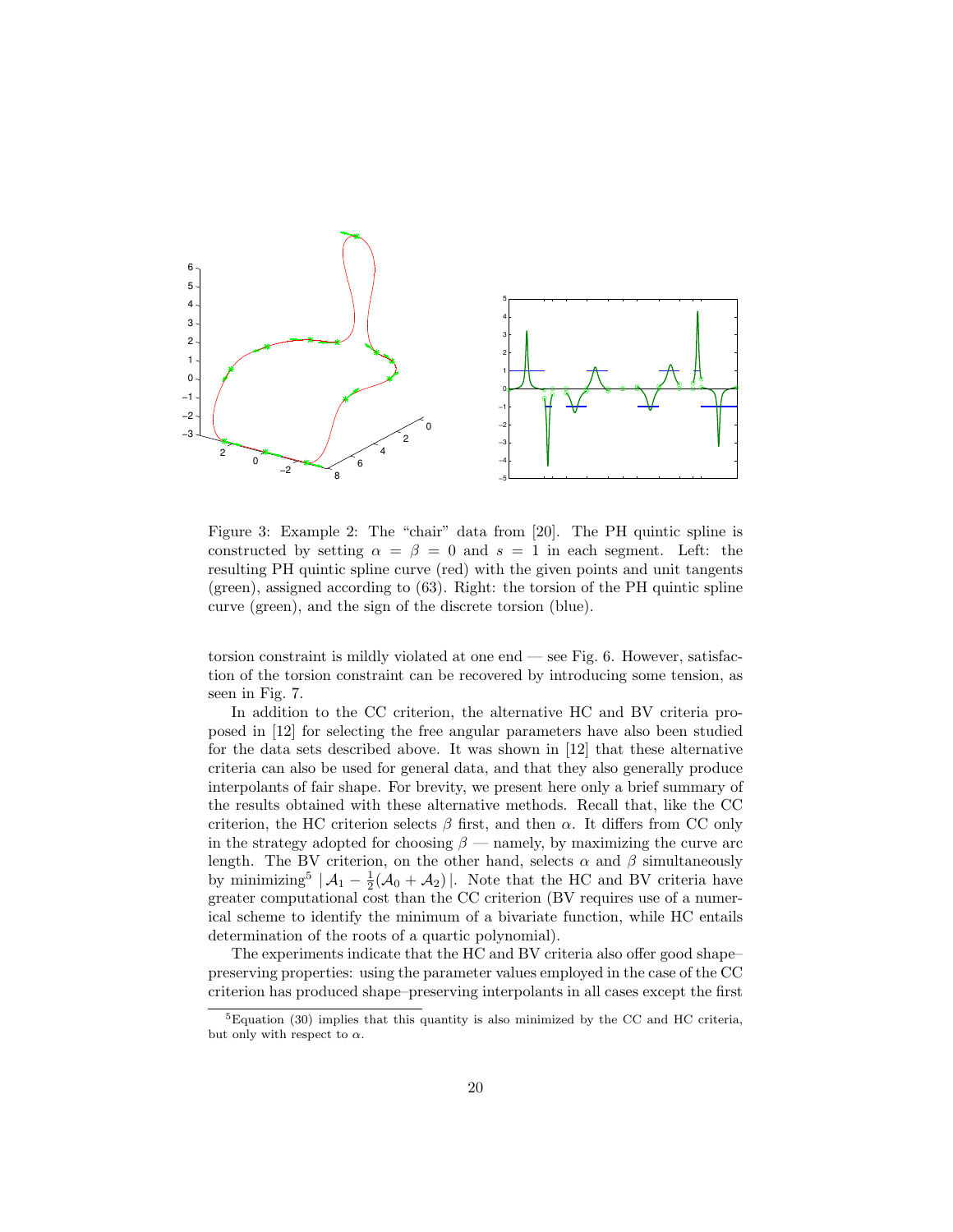Figure 3: Example 2: The "chair" data from [20]. The PH quintic spline is constructed by setting $\alpha = \beta = 0$ and $s = 1$ in each segment. Left: the resulting PH quintic spline curve (red) with the given points and unit tangents (green), assigned according to (63). Right: the torsion of the PH quintic spline curve (green), and the sign of the discrete torsion (blue).

torsion constraint is mildly violated at one end — see Fig. 6. However, satisfaction of the torsion constraint can be recovered by introducing some tension, as seen in Fig. 7.

In addition to the CC criterion, the alternative HC and BV criteria proposed in [12] for selecting the free angular parameters have also been studied for the data sets described above. It was shown in [12] that these alternative criteria can also be used for general data, and that they also generally produce interpolants of fair shape. For brevity, we present here only a brief summary of the results obtained with these alternative methods. Recall that, like the CC criterion, the HC criterion selects $\beta$ first, and then $\alpha$. It differs from CC only in the strategy adopted for choosing $\beta$ — namely, by maximizing the curve arc length. The BV criterion, on the other hand, selects $\alpha$ and $\beta$ simultaneously by minimizing[5] $|\,\mathcal{A}_1 - \frac{1}{2}(\mathcal{A}_0 + \mathcal{A}_2)\,|$. Note that the HC and BV criteria have greater computational cost than the CC criterion (BV requires use of a numerical scheme to identify the minimum of a bivariate function, while HC entails determination of the roots of a quartic polynomial).

The experiments indicate that the HC and BV criteria also offer good shape–preserving properties: using the parameter values employed in the case of the CC criterion has produced shape–preserving interpolants in all cases except the first

[5] Equation (30) implies that this quantity is also minimized by the CC and HC criteria, but only with respect to $\alpha$.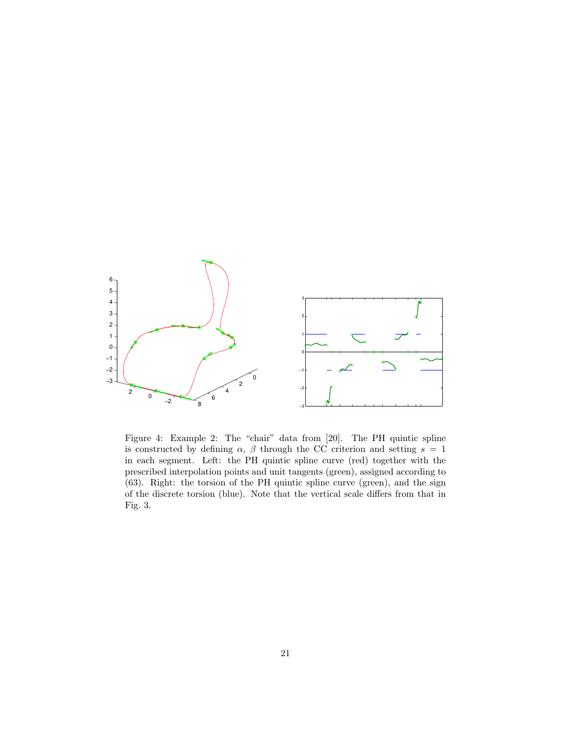Figure 4: Example 2: The "chair" data from [20]. The PH quintic spline is constructed by defining $\alpha$, $\beta$ through the CC criterion and setting $s = 1$ in each segment. Left: the PH quintic spline curve (red) together with the prescribed interpolation points and unit tangents (green), assigned according to (63). Right: the torsion of the PH quintic spline curve (green), and the sign of the discrete torsion (blue). Note that the vertical scale differs from that in Fig. 3.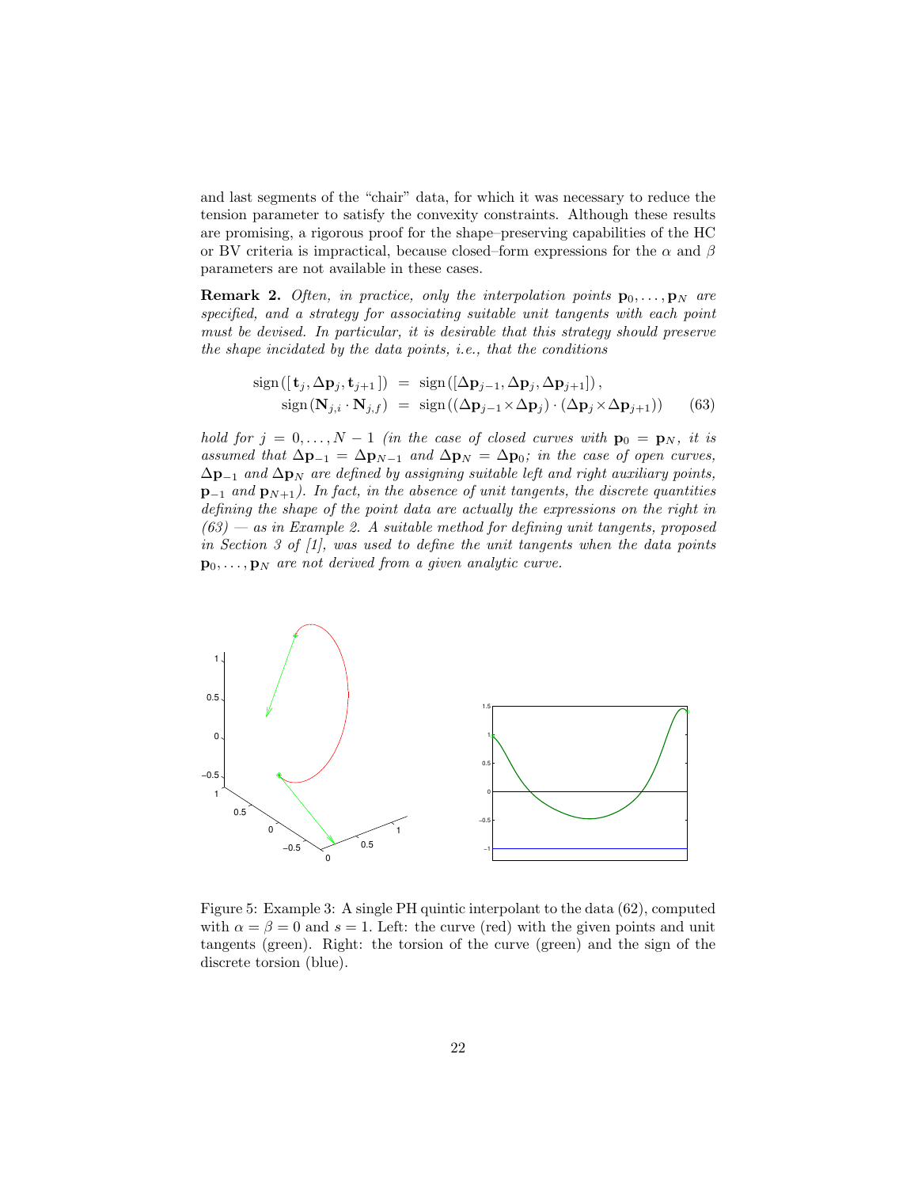and last segments of the "chair" data, for which it was necessary to reduce the tension parameter to satisfy the convexity constraints. Although these results are promising, a rigorous proof for the shape–preserving capabilities of the HC or BV criteria is impractical, because closed–form expressions for the $\alpha$ and $\beta$ parameters are not available in these cases.

**Remark 2.** *Often, in practice, only the interpolation points $\mathbf{p}_0, \ldots, \mathbf{p}_N$ are specified, and a strategy for associating suitable unit tangents with each point must be devised. In particular, it is desirable that this strategy should preserve the shape incidated by the data points, i.e., that the conditions*

$$
\begin{aligned}
\operatorname{sign}([\mathbf{t}_j, \Delta\mathbf{p}_j, \mathbf{t}_{j+1}]) &= \operatorname{sign}([\Delta\mathbf{p}_{j-1}, \Delta\mathbf{p}_j, \Delta\mathbf{p}_{j+1}]), \\
\operatorname{sign}(\mathbf{N}_{j,i} \cdot \mathbf{N}_{j,f}) &= \operatorname{sign}((\Delta\mathbf{p}_{j-1} \times \Delta\mathbf{p}_j) \cdot (\Delta\mathbf{p}_j \times \Delta\mathbf{p}_{j+1}))
\end{aligned}
\qquad (63)
$$

*hold for $j = 0, \ldots, N-1$ (in the case of closed curves with $\mathbf{p}_0 = \mathbf{p}_N$, it is assumed that $\Delta\mathbf{p}_{-1} = \Delta\mathbf{p}_{N-1}$ and $\Delta\mathbf{p}_N = \Delta\mathbf{p}_0$; in the case of open curves, $\Delta\mathbf{p}_{-1}$ and $\Delta\mathbf{p}_N$ are defined by assigning suitable left and right auxiliary points, $\mathbf{p}_{-1}$ and $\mathbf{p}_{N+1}$). In fact, in the absence of unit tangents, the discrete quantities defining the shape of the point data are actually the expressions on the right in (63) — as in Example 2. A suitable method for defining unit tangents, proposed in Section 3 of [1], was used to define the unit tangents when the data points $\mathbf{p}_0, \ldots, \mathbf{p}_N$ are not derived from a given analytic curve.*

Figure 5: Example 3: A single PH quintic interpolant to the data (62), computed with $\alpha = \beta = 0$ and $s = 1$. Left: the curve (red) with the given points and unit tangents (green). Right: the torsion of the curve (green) and the sign of the discrete torsion (blue).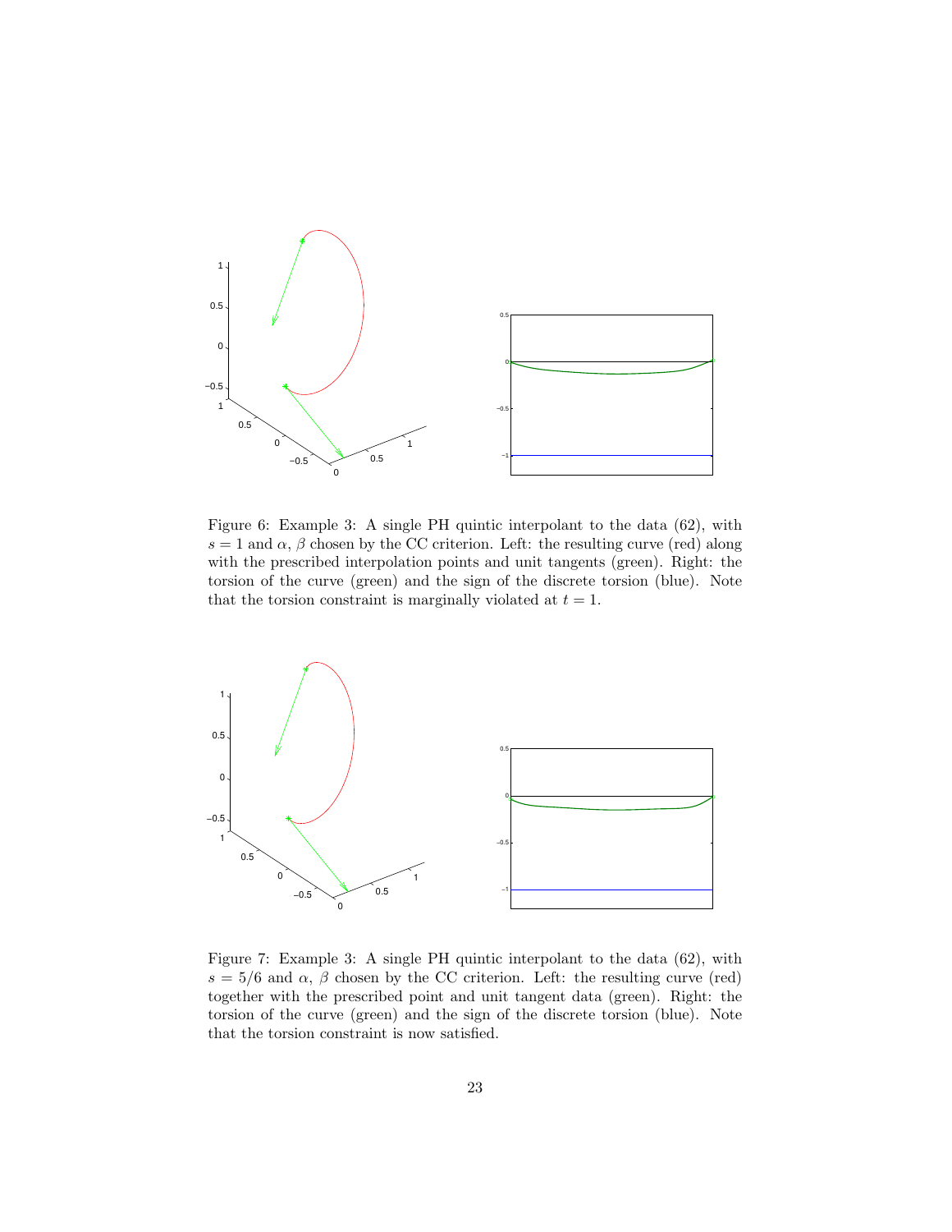Figure 6: Example 3: A single PH quintic interpolant to the data (62), with $s = 1$ and $\alpha$, $\beta$ chosen by the CC criterion. Left: the resulting curve (red) along with the prescribed interpolation points and unit tangents (green). Right: the torsion of the curve (green) and the sign of the discrete torsion (blue). Note that the torsion constraint is marginally violated at $t = 1$.

Figure 7: Example 3: A single PH quintic interpolant to the data (62), with $s = 5/6$ and $\alpha$, $\beta$ chosen by the CC criterion. Left: the resulting curve (red) together with the prescribed point and unit tangent data (green). Right: the torsion of the curve (green) and the sign of the discrete torsion (blue). Note that the torsion constraint is now satisfied.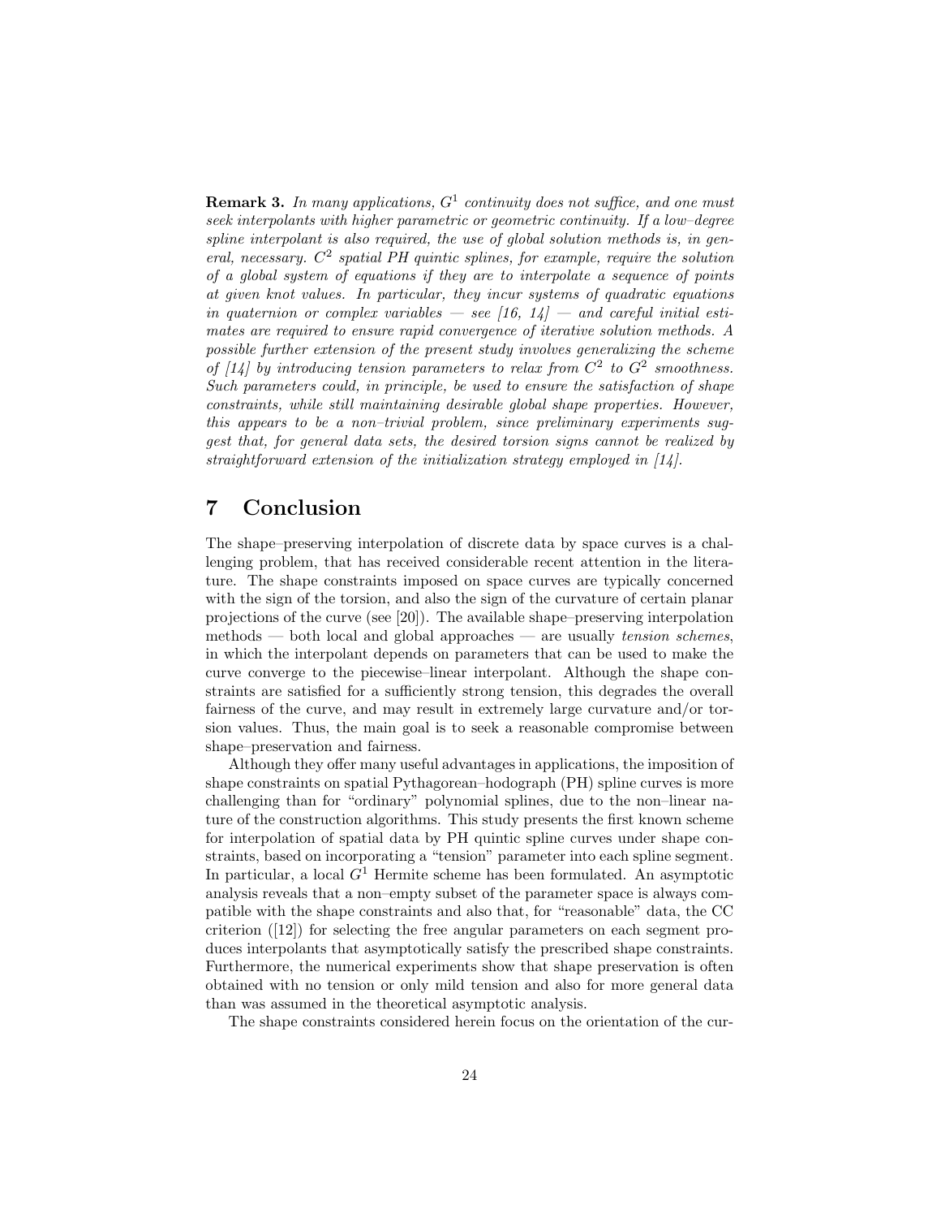**Remark 3.** *In many applications, $G^1$ continuity does not suffice, and one must seek interpolants with higher parametric or geometric continuity. If a low–degree spline interpolant is also required, the use of global solution methods is, in general, necessary. $C^2$ spatial PH quintic splines, for example, require the solution of a global system of equations if they are to interpolate a sequence of points at given knot values. In particular, they incur systems of quadratic equations in quaternion or complex variables — see [16, 14] — and careful initial estimates are required to ensure rapid convergence of iterative solution methods. A possible further extension of the present study involves generalizing the scheme of [14] by introducing tension parameters to relax from $C^2$ to $G^2$ smoothness. Such parameters could, in principle, be used to ensure the satisfaction of shape constraints, while still maintaining desirable global shape properties. However, this appears to be a non–trivial problem, since preliminary experiments suggest that, for general data sets, the desired torsion signs cannot be realized by straightforward extension of the initialization strategy employed in [14].*

# 7 Conclusion

The shape–preserving interpolation of discrete data by space curves is a challenging problem, that has received considerable recent attention in the literature. The shape constraints imposed on space curves are typically concerned with the sign of the torsion, and also the sign of the curvature of certain planar projections of the curve (see [20]). The available shape–preserving interpolation methods — both local and global approaches — are usually *tension schemes*, in which the interpolant depends on parameters that can be used to make the curve converge to the piecewise–linear interpolant. Although the shape constraints are satisfied for a sufficiently strong tension, this degrades the overall fairness of the curve, and may result in extremely large curvature and/or torsion values. Thus, the main goal is to seek a reasonable compromise between shape–preservation and fairness.

Although they offer many useful advantages in applications, the imposition of shape constraints on spatial Pythagorean–hodograph (PH) spline curves is more challenging than for "ordinary" polynomial splines, due to the non–linear nature of the construction algorithms. This study presents the first known scheme for interpolation of spatial data by PH quintic spline curves under shape constraints, based on incorporating a "tension" parameter into each spline segment. In particular, a local $G^1$ Hermite scheme has been formulated. An asymptotic analysis reveals that a non–empty subset of the parameter space is always compatible with the shape constraints and also that, for "reasonable" data, the CC criterion ([12]) for selecting the free angular parameters on each segment produces interpolants that asymptotically satisfy the prescribed shape constraints. Furthermore, the numerical experiments show that shape preservation is often obtained with no tension or only mild tension and also for more general data than was assumed in the theoretical asymptotic analysis.

The shape constraints considered herein focus on the orientation of the cur-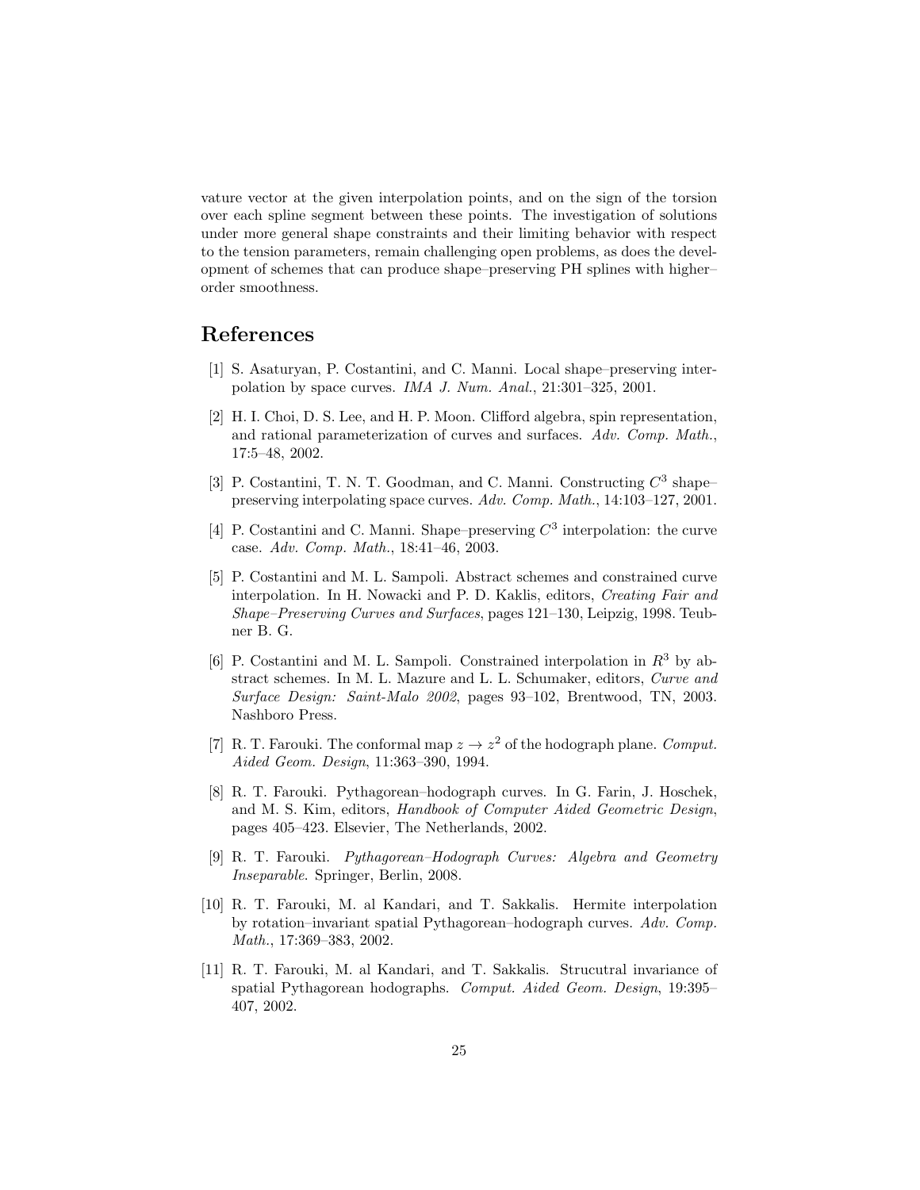vature vector at the given interpolation points, and on the sign of the torsion over each spline segment between these points. The investigation of solutions under more general shape constraints and their limiting behavior with respect to the tension parameters, remain challenging open problems, as does the development of schemes that can produce shape–preserving PH splines with higher–order smoothness.

# References

[1] S. Asaturyan, P. Costantini, and C. Manni. Local shape–preserving interpolation by space curves. *IMA J. Num. Anal.*, 21:301–325, 2001.

[2] H. I. Choi, D. S. Lee, and H. P. Moon. Clifford algebra, spin representation, and rational parameterization of curves and surfaces. *Adv. Comp. Math.*, 17:5–48, 2002.

[3] P. Costantini, T. N. T. Goodman, and C. Manni. Constructing $C^3$ shape–preserving interpolating space curves. *Adv. Comp. Math.*, 14:103–127, 2001.

[4] P. Costantini and C. Manni. Shape–preserving $C^3$ interpolation: the curve case. *Adv. Comp. Math.*, 18:41–46, 2003.

[5] P. Costantini and M. L. Sampoli. Abstract schemes and constrained curve interpolation. In H. Nowacki and P. D. Kaklis, editors, *Creating Fair and Shape–Preserving Curves and Surfaces*, pages 121–130, Leipzig, 1998. Teubner B. G.

[6] P. Costantini and M. L. Sampoli. Constrained interpolation in $R^3$ by abstract schemes. In M. L. Mazure and L. L. Schumaker, editors, *Curve and Surface Design: Saint-Malo 2002*, pages 93–102, Brentwood, TN, 2003. Nashboro Press.

[7] R. T. Farouki. The conformal map $z \to z^2$ of the hodograph plane. *Comput. Aided Geom. Design*, 11:363–390, 1994.

[8] R. T. Farouki. Pythagorean–hodograph curves. In G. Farin, J. Hoschek, and M. S. Kim, editors, *Handbook of Computer Aided Geometric Design*, pages 405–423. Elsevier, The Netherlands, 2002.

[9] R. T. Farouki. *Pythagorean–Hodograph Curves: Algebra and Geometry Inseparable*. Springer, Berlin, 2008.

[10] R. T. Farouki, M. al Kandari, and T. Sakkalis. Hermite interpolation by rotation–invariant spatial Pythagorean–hodograph curves. *Adv. Comp. Math.*, 17:369–383, 2002.

[11] R. T. Farouki, M. al Kandari, and T. Sakkalis. Strucutral invariance of spatial Pythagorean hodographs. *Comput. Aided Geom. Design*, 19:395–407, 2002.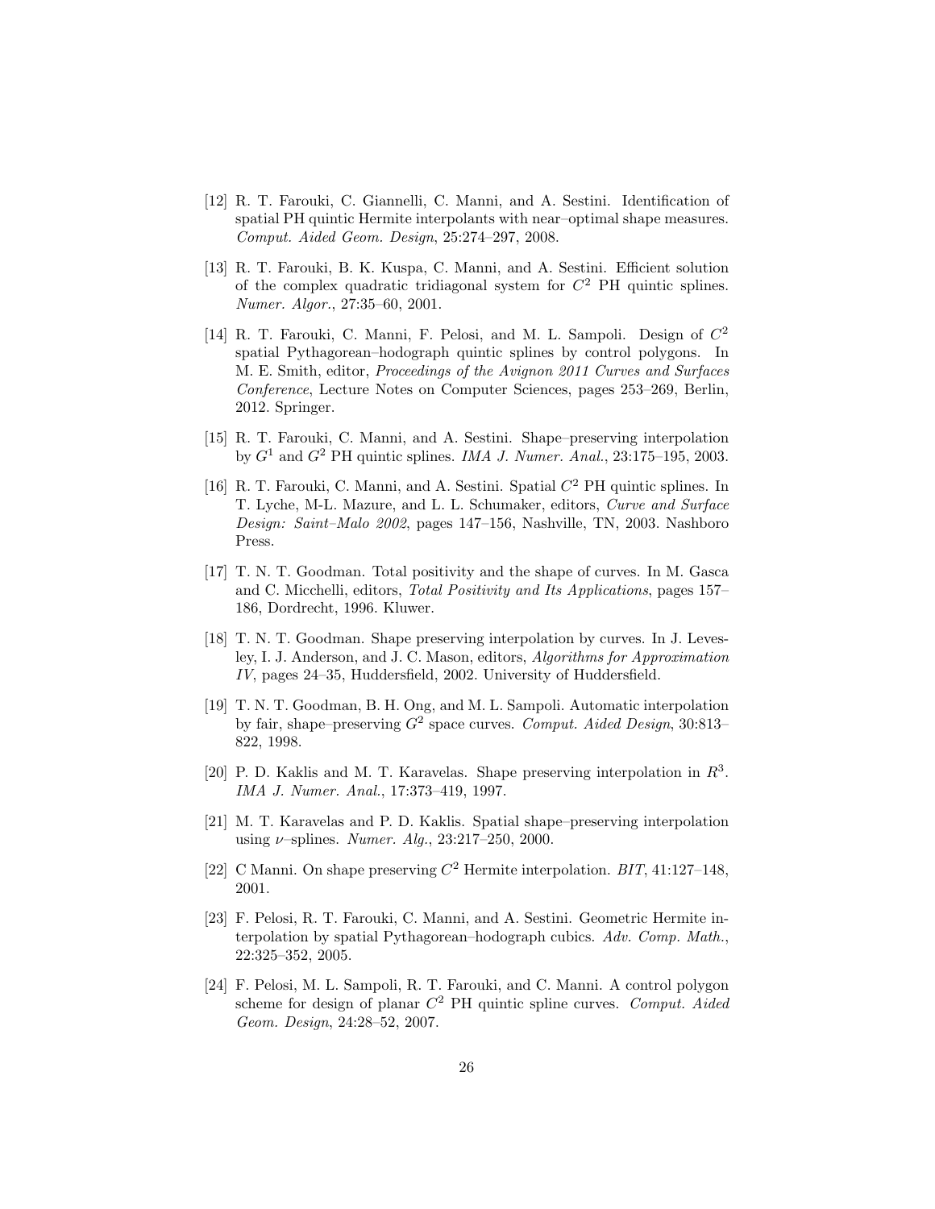[12] R. T. Farouki, C. Giannelli, C. Manni, and A. Sestini. Identification of spatial PH quintic Hermite interpolants with near–optimal shape measures. *Comput. Aided Geom. Design*, 25:274–297, 2008.

[13] R. T. Farouki, B. K. Kuspa, C. Manni, and A. Sestini. Efficient solution of the complex quadratic tridiagonal system for $C^2$ PH quintic splines. *Numer. Algor.*, 27:35–60, 2001.

[14] R. T. Farouki, C. Manni, F. Pelosi, and M. L. Sampoli. Design of $C^2$ spatial Pythagorean–hodograph quintic splines by control polygons. In M. E. Smith, editor, *Proceedings of the Avignon 2011 Curves and Surfaces Conference*, Lecture Notes on Computer Sciences, pages 253–269, Berlin, 2012. Springer.

[15] R. T. Farouki, C. Manni, and A. Sestini. Shape–preserving interpolation by $G^1$ and $G^2$ PH quintic splines. *IMA J. Numer. Anal.*, 23:175–195, 2003.

[16] R. T. Farouki, C. Manni, and A. Sestini. Spatial $C^2$ PH quintic splines. In T. Lyche, M-L. Mazure, and L. L. Schumaker, editors, *Curve and Surface Design: Saint–Malo 2002*, pages 147–156, Nashville, TN, 2003. Nashboro Press.

[17] T. N. T. Goodman. Total positivity and the shape of curves. In M. Gasca and C. Micchelli, editors, *Total Positivity and Its Applications*, pages 157–186, Dordrecht, 1996. Kluwer.

[18] T. N. T. Goodman. Shape preserving interpolation by curves. In J. Levesley, I. J. Anderson, and J. C. Mason, editors, *Algorithms for Approximation IV*, pages 24–35, Huddersfield, 2002. University of Huddersfield.

[19] T. N. T. Goodman, B. H. Ong, and M. L. Sampoli. Automatic interpolation by fair, shape–preserving $G^2$ space curves. *Comput. Aided Design*, 30:813–822, 1998.

[20] P. D. Kaklis and M. T. Karavelas. Shape preserving interpolation in $R^3$. *IMA J. Numer. Anal.*, 17:373–419, 1997.

[21] M. T. Karavelas and P. D. Kaklis. Spatial shape–preserving interpolation using $\nu$–splines. *Numer. Alg.*, 23:217–250, 2000.

[22] C Manni. On shape preserving $C^2$ Hermite interpolation. *BIT*, 41:127–148, 2001.

[23] F. Pelosi, R. T. Farouki, C. Manni, and A. Sestini. Geometric Hermite interpolation by spatial Pythagorean–hodograph cubics. *Adv. Comp. Math.*, 22:325–352, 2005.

[24] F. Pelosi, M. L. Sampoli, R. T. Farouki, and C. Manni. A control polygon scheme for design of planar $C^2$ PH quintic spline curves. *Comput. Aided Geom. Design*, 24:28–52, 2007.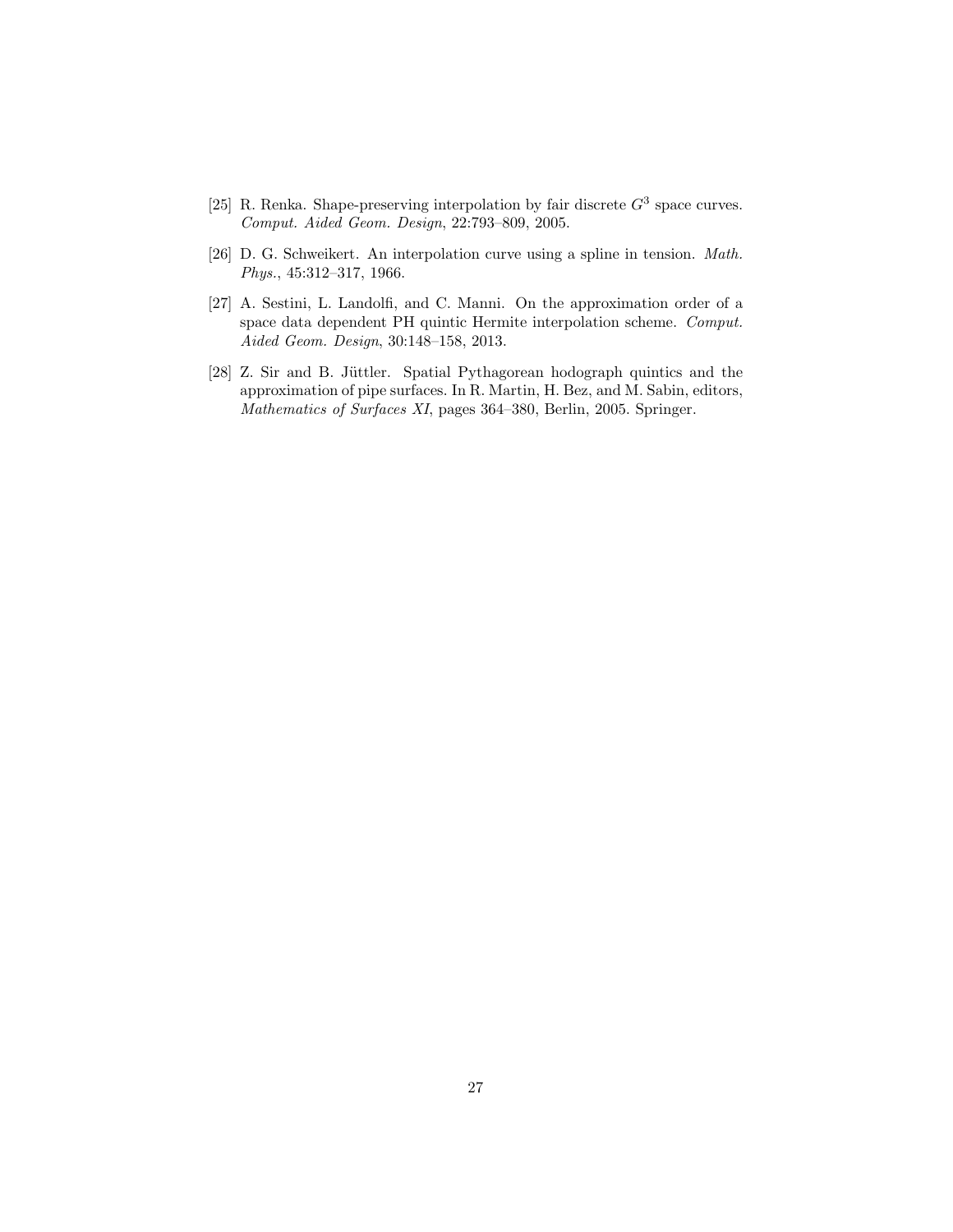[25] R. Renka. Shape-preserving interpolation by fair discrete $G^3$ space curves. *Comput. Aided Geom. Design*, 22:793–809, 2005.

[26] D. G. Schweikert. An interpolation curve using a spline in tension. *Math. Phys.*, 45:312–317, 1966.

[27] A. Sestini, L. Landolfi, and C. Manni. On the approximation order of a space data dependent PH quintic Hermite interpolation scheme. *Comput. Aided Geom. Design*, 30:148–158, 2013.

[28] Z. Sir and B. Jüttler. Spatial Pythagorean hodograph quintics and the approximation of pipe surfaces. In R. Martin, H. Bez, and M. Sabin, editors, *Mathematics of Surfaces XI*, pages 364–380, Berlin, 2005. Springer.